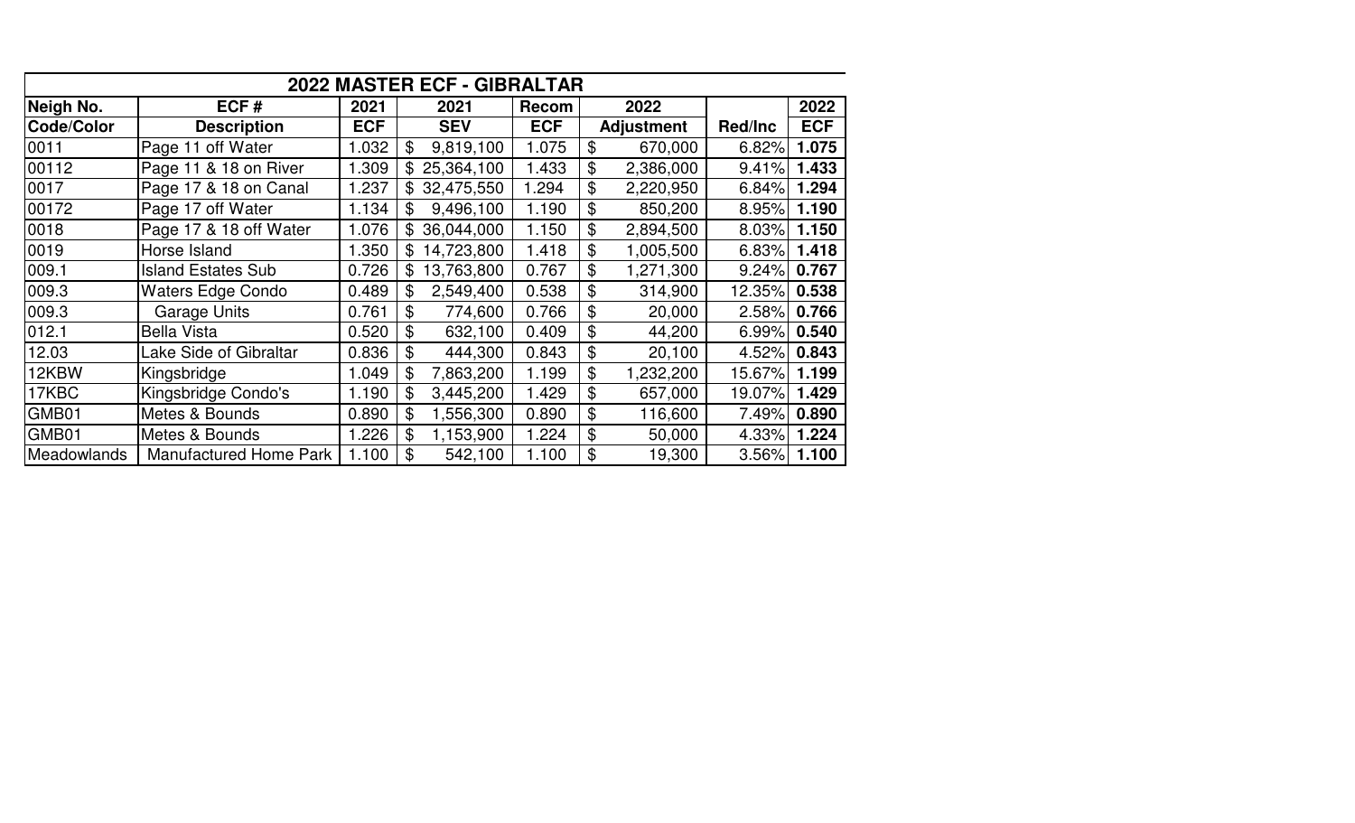# 2022 MASTER ECF - GIBRALTAR

| Neigh No. | ECF # | 2021 | 2021 | Recom | 2022 | | 2022 |
|---|---|---|---|---|---|---|---|
| Code/Color | Description | ECF | SEV | ECF | Adjustment | Red/Inc | ECF |
| 0011 | Page 11 off Water | 1.032 | $ 9,819,100 | 1.075 | $ 670,000 | 6.82% | **1.075** |
| 00112 | Page 11 & 18 on River | 1.309 | $ 25,364,100 | 1.433 | $ 2,386,000 | 9.41% | **1.433** |
| 0017 | Page 17 & 18 on Canal | 1.237 | $ 32,475,550 | 1.294 | $ 2,220,950 | 6.84% | **1.294** |
| 00172 | Page 17 off Water | 1.134 | $ 9,496,100 | 1.190 | $ 850,200 | 8.95% | **1.190** |
| 0018 | Page 17 & 18 off Water | 1.076 | $ 36,044,000 | 1.150 | $ 2,894,500 | 8.03% | **1.150** |
| 0019 | Horse Island | 1.350 | $ 14,723,800 | 1.418 | $ 1,005,500 | 6.83% | **1.418** |
| 009.1 | Island Estates Sub | 0.726 | $ 13,763,800 | 0.767 | $ 1,271,300 | 9.24% | **0.767** |
| 009.3 | Waters Edge Condo | 0.489 | $ 2,549,400 | 0.538 | $ 314,900 | 12.35% | **0.538** |
| 009.3 | Garage Units | 0.761 | $ 774,600 | 0.766 | $ 20,000 | 2.58% | **0.766** |
| 012.1 | Bella Vista | 0.520 | $ 632,100 | 0.409 | $ 44,200 | 6.99% | **0.540** |
| 12.03 | Lake Side of Gibraltar | 0.836 | $ 444,300 | 0.843 | $ 20,100 | 4.52% | **0.843** |
| 12KBW | Kingsbridge | 1.049 | $ 7,863,200 | 1.199 | $ 1,232,200 | 15.67% | **1.199** |
| 17KBC | Kingsbridge Condo's | 1.190 | $ 3,445,200 | 1.429 | $ 657,000 | 19.07% | **1.429** |
| GMB01 | Metes & Bounds | 0.890 | $ 1,556,300 | 0.890 | $ 116,600 | 7.49% | **0.890** |
| GMB01 | Metes & Bounds | 1.226 | $ 1,153,900 | 1.224 | $ 50,000 | 4.33% | **1.224** |
| Meadowlands | Manufactured Home Park | 1.100 | $ 542,100 | 1.100 | $ 19,300 | 3.56% | **1.100** |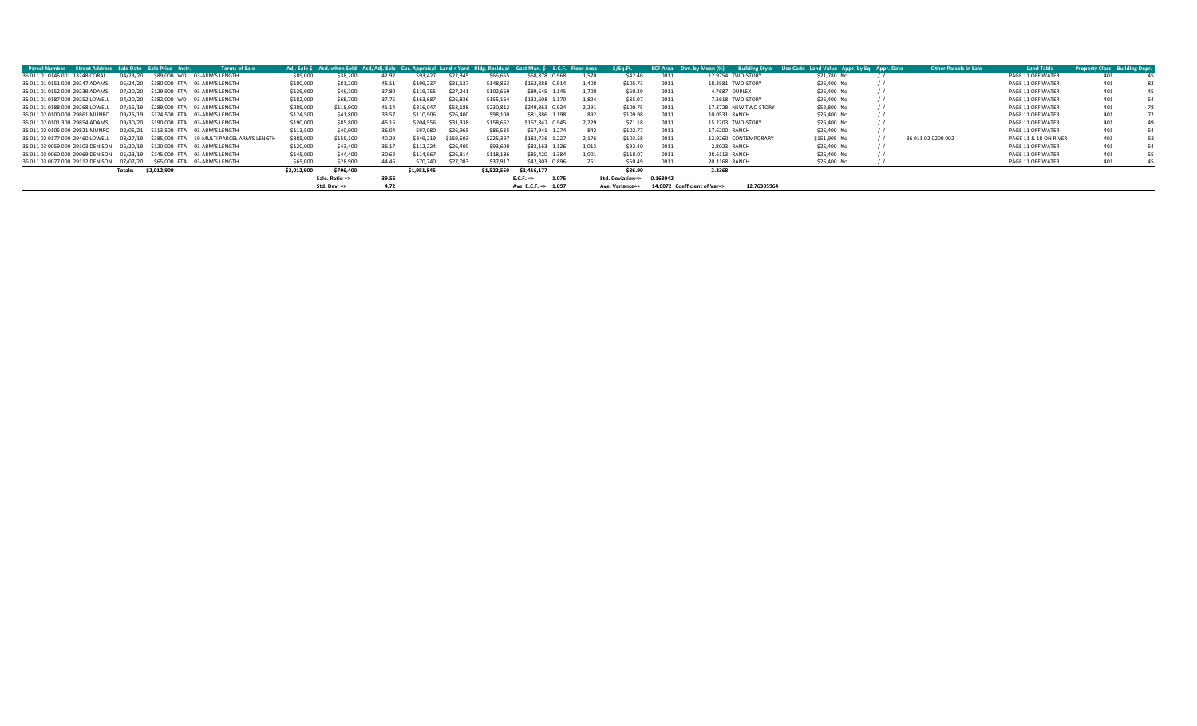| Parcel Number | Street Address | Sale Date | Sale Price | Instr. | Terms of Sale | Adj. Sale $ | Asd. when Sold | Asd/Adj. Sale | Cur. Appraisal | Land + Yard | Bldg. Residual | Cost Man. $ | E.C.F. | Floor Area | $/Sq.Ft. | ECF Area | Dev. by Mean (%) | Building Style | Use Code | Land Value | Appr. by Eq. | Appr. Date | Other Parcels in Sale | Land Table | Property Class | Building Depr. |
|---|---|---|---|---|---|---|---|---|---|---|---|---|---|---|---|---|---|---|---|---|---|---|---|---|---|---|
| 36 011 01 0145 001 | 13248 CORAL | 04/23/20 | $89,000 | WD | 03-ARM'S LENGTH | $89,000 | $38,200 | 42.92 | $93,427 | $22,345 | $66,655 | $68,878 | 0.968 | 1,570 | $42.46 | 0011 | 12.9754 | TWO-STORY | | $21,780 | No | / / | | PAGE 11 OFF WATER | 401 | 45 |
| 36 011 01 0151 000 | 29247 ADAMS | 05/24/20 | $180,000 | PTA | 03-ARM'S LENGTH | $180,000 | $81,200 | 45.11 | $199,237 | $31,137 | $148,863 | $162,888 | 0.914 | 1,408 | $105.73 | 0011 | 18.3581 | TWO-STORY | | $26,400 | No | / / | | PAGE 11 OFF WATER | 401 | 83 |
| 36 011 01 0152 000 | 29239 ADAMS | 07/20/20 | $129,900 | PTA | 03-ARM'S LENGTH | $129,900 | $49,100 | 37.80 | $119,755 | $27,241 | $102,659 | $89,645 | 1.145 | 1,700 | $60.39 | 0011 | 4.7687 | DUPLEX | | $26,400 | No | / / | | PAGE 11 OFF WATER | 401 | 45 |
| 36 011 01 0187 000 | 29252 LOWELL | 04/20/20 | $182,000 | WD | 03-ARM'S LENGTH | $182,000 | $68,700 | 37.75 | $163,687 | $26,836 | $155,164 | $132,608 | 1.170 | 1,824 | $85.07 | 0011 | 7.2618 | TWO-STORY | | $26,400 | No | / / | | PAGE 11 OFF WATER | 401 | 54 |
| 36 011 01 0188 000 | 29268 LOWELL | 07/15/19 | $289,000 | PTA | 03-ARM'S LENGTH | $289,000 | $118,900 | 41.14 | $316,047 | $58,188 | $230,812 | $249,863 | 0.924 | 2,291 | $100.75 | 0011 | 17.3728 | NEW TWO STORY | | $52,800 | No | / / | | PAGE 11 OFF WATER | 401 | 78 |
| 36 011 02 0100 000 | 29861 MUNRO | 09/25/19 | $124,500 | PTA | 03-ARM'S LENGTH | $124,500 | $41,800 | 33.57 | $110,906 | $26,400 | $98,100 | $81,886 | 1.198 | 892 | $109.98 | 0011 | 10.0531 | RANCH | | $26,400 | No | / / | | PAGE 11 OFF WATER | 401 | 72 |
| 36 011 02 0101 300 | 29854 ADAMS | 09/30/20 | $190,000 | PTA | 03-ARM'S LENGTH | $190,000 | $85,800 | 45.16 | $204,556 | $31,338 | $158,662 | $167,847 | 0.945 | 2,229 | $71.18 | 0011 | 15.2203 | TWO-STORY | | $26,400 | No | / / | | PAGE 11 OFF WATER | 401 | 49 |
| 36 011 02 0105 000 | 29821 MUNRO | 02/05/21 | $113,500 | PTA | 03-ARM'S LENGTH | $113,500 | $40,900 | 36.04 | $97,080 | $26,965 | $86,535 | $67,941 | 1.274 | 842 | $102.77 | 0011 | 17.6200 | RANCH | | $26,400 | No | / / | | PAGE 11 OFF WATER | 401 | 54 |
| 36 011 02 0177 000 | 29460 LOWELL | 08/27/19 | $385,000 | PTA | 19-MULTI PARCEL ARM'S LENGTH | $385,000 | $155,100 | 40.29 | $349,219 | $159,603 | $225,397 | $183,736 | 1.227 | 2,176 | $103.58 | 0011 | 12.9260 | CONTEMPORARY | | $151,905 | No | / / | 36 011 02 0200 002 | PAGE 11 & 18 ON RIVER | 401 | 58 |
| 36 011 03 0059 000 | 29103 DENISON | 06/20/19 | $120,000 | PTA | 03-ARM'S LENGTH | $120,000 | $43,400 | 36.17 | $112,224 | $26,400 | $93,600 | $83,163 | 1.126 | 1,013 | $92.40 | 0011 | 2.8023 | RANCH | | $26,400 | No | / / | | PAGE 11 OFF WATER | 401 | 54 |
| 36 011 03 0060 000 | 29069 DENISON | 05/23/19 | $145,000 | PTA | 03-ARM'S LENGTH | $145,000 | $44,400 | 30.62 | $114,967 | $26,814 | $118,186 | $85,420 | 1.384 | 1,001 | $118.07 | 0011 | 28.6113 | RANCH | | $26,400 | No | / / | | PAGE 11 OFF WATER | 401 | 55 |
| 36 011 03 0077 000 | 29112 DENISON | 07/07/20 | $65,000 | PTA | 03-ARM'S LENGTH | $65,000 | $28,900 | 44.46 | $70,740 | $27,083 | $37,917 | $42,303 | 0.896 | 751 | $50.49 | 0011 | 20.1168 | RANCH | | $26,400 | No | / / | | PAGE 11 OFF WATER | 401 | 45 |
| | Totals: | | $2,012,900 | | | $2,012,900 | $796,400 | | $1,951,845 | | $1,522,550 | $1,416,177 | | | $86.90 | | 2.2368 | | | | | | | | | |
| | | | | | | | Sale. Ratio => | 39.56 | | | | E.C.F. => | 1.075 | | Std. Deviation=> | 0.163042 | | | | | | | | | | |
| | | | | | | | Std. Dev. => | 4.72 | | | | Ave. E.C.F. => | 1.097 | | Ave. Variance=> | 14.0072 | Coefficient of Var=> | 12.76305964 | | | | | | | | |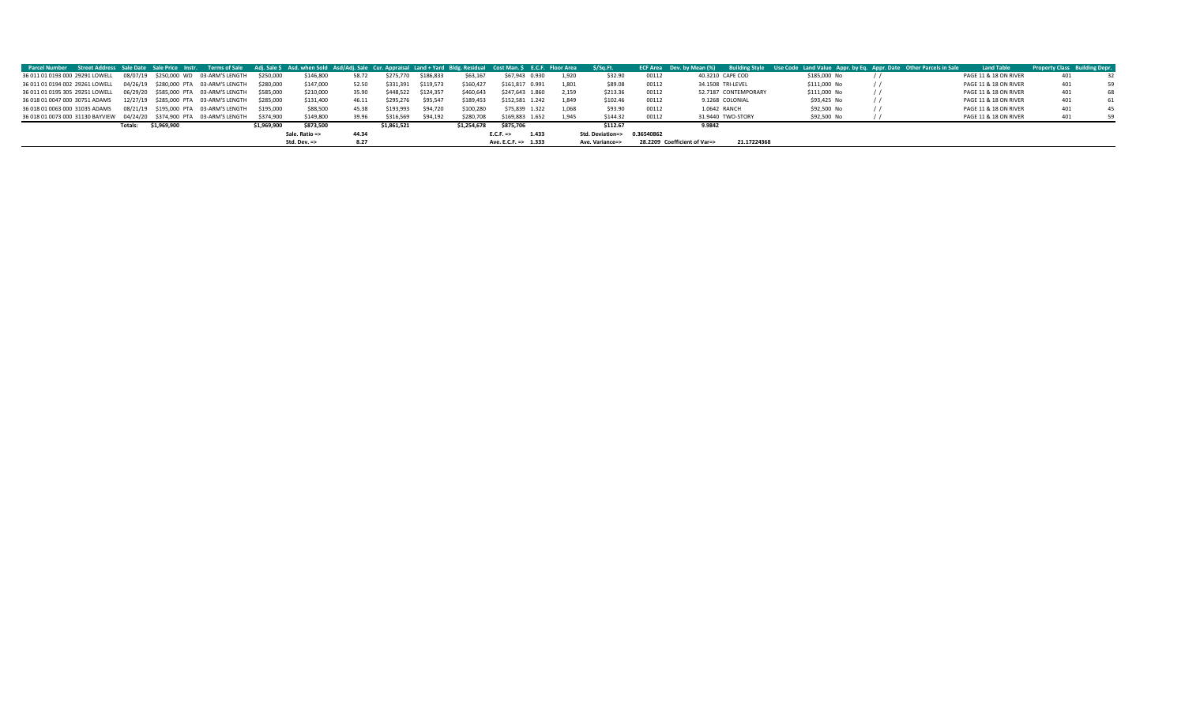| Parcel Number | Street Address | Sale Date | Sale Price | Instr. | Terms of Sale | Adj. Sale $ | Asd. when Sold | Asd/Adj. Sale | Cur. Appraisal | Land + Yard | Bldg. Residual | Cost Man. $ | E.C.F. | Floor Area | $/Sq.Ft. | ECF Area | Dev. by Mean (%) | Building Style | Use Code | Land Value | Appr. by Eq. | Appr. Date | Other Parcels in Sale | Land Table | Property Class | Building Depr. |
|---|---|---|---|---|---|---|---|---|---|---|---|---|---|---|---|---|---|---|---|---|---|---|---|---|---|---|
| 36 011 01 0193 000 | 29291 LOWELL | 08/07/19 | $250,000 | WD | 03-ARM'S LENGTH | $250,000 | $146,800 | 58.72 | $275,770 | $186,833 | $63,167 | $67,943 | 0.930 | 1,920 | $32.90 | 00112 | 40.3210 | CAPE COD | | $185,000 | No | / / | | PAGE 11 & 18 ON RIVER | 401 | 32 |
| 36 011 01 0194 002 | 29261 LOWELL | 04/26/19 | $280,000 | PTA | 03-ARM'S LENGTH | $280,000 | $147,000 | 52.50 | $331,391 | $119,573 | $160,427 | $161,817 | 0.991 | 1,801 | $89.08 | 00112 | 34.1508 | TRI-LEVEL | | $111,000 | No | / / | | PAGE 11 & 18 ON RIVER | 401 | 59 |
| 36 011 01 0195 305 | 29251 LOWELL | 06/29/20 | $585,000 | PTA | 03-ARM'S LENGTH | $585,000 | $210,000 | 35.90 | $448,522 | $124,357 | $460,643 | $247,643 | 1.860 | 2,159 | $213.36 | 00112 | 52.7187 | CONTEMPORARY | | $111,000 | No | / / | | PAGE 11 & 18 ON RIVER | 401 | 68 |
| 36 018 01 0047 000 | 30751 ADAMS | 12/27/19 | $285,000 | PTA | 03-ARM'S LENGTH | $285,000 | $131,400 | 46.11 | $295,276 | $95,547 | $189,453 | $152,581 | 1.242 | 1,849 | $102.46 | 00112 | 9.1268 | COLONIAL | | $93,425 | No | / / | | PAGE 11 & 18 ON RIVER | 401 | 61 |
| 36 018 01 0063 000 | 31035 ADAMS | 08/21/19 | $195,000 | PTA | 03-ARM'S LENGTH | $195,000 | $88,500 | 45.38 | $193,993 | $94,720 | $100,280 | $75,839 | 1.322 | 1,068 | $93.90 | 00112 | 1.0642 | RANCH | | $92,500 | No | / / | | PAGE 11 & 18 ON RIVER | 401 | 45 |
| 36 018 01 0073 000 | 31130 BAYVIEW | 04/24/20 | $374,900 | PTA | 03-ARM'S LENGTH | $374,900 | $149,800 | 39.96 | $316,569 | $94,192 | $280,708 | $169,883 | 1.652 | 1,945 | $144.32 | 00112 | 31.9440 | TWO-STORY | | $92,500 | No | / / | | PAGE 11 & 18 ON RIVER | 401 | 59 |
| | | Totals: | $1,969,900 | | | $1,969,900 | $873,500 | | $1,861,521 | | $1,254,678 | $875,706 | | | $112.67 | | 9.9842 | | | | | | | | | |
| | | | | | | | Sale. Ratio => | 44.34 | | | | E.C.F. => | 1.433 | | Std. Deviation=> | 0.36540862 | | | | | | | | | | |
| | | | | | | | Std. Dev. => | 8.27 | | | | Ave. E.C.F. => | 1.333 | | Ave. Variance=> | 28.2209 | Coefficient of Var=> | 21.17224368 | | | | | | | | |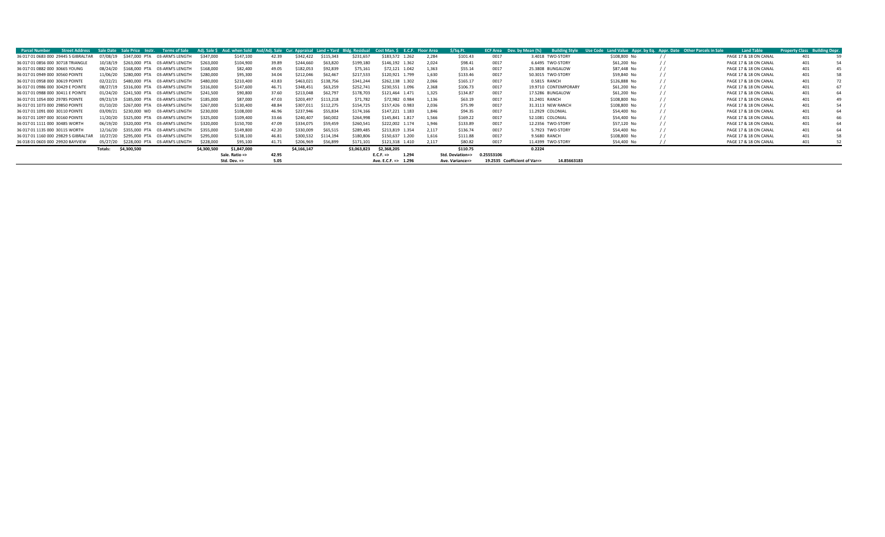| Parcel Number | Street Address | Sale Date | Sale Price | Instr. | Terms of Sale | Adj. Sale $ | Asd. when Sold | Asd/Adj. Sale | Cur. Appraisal | Land + Yard | Bldg. Residual | Cost Man. $ | E.C.F. | Floor Area | $/Sq.Ft. | ECF Area | Dev. by Mean (%) | Building Style | Use Code | Land Value | Appr. by Eq. | Appr. Date | Other Parcels in Sale | Land Table | Property Class | Building Depr. |
|---|---|---|---|---|---|---|---|---|---|---|---|---|---|---|---|---|---|---|---|---|---|---|---|---|---|---|
| 36 017 01 0683 000 | 29445 S GIBRALTAR | 07/08/19 | $347,000 | PTA | 03-ARM'S LENGTH | $347,000 | $147,100 | 42.39 | $342,422 | $115,343 | $231,657 | $183,572 | 1.262 | 2,284 | $101.43 | 0017 | 3.4018 | TWO-STORY | | $108,800 | No | / / | | PAGE 17 & 18 ON CANAL | 401 | 59 |
| 36 017 01 0856 000 | 30718 TRIANGLE | 10/18/19 | $263,000 | PTA | 03-ARM'S LENGTH | $263,000 | $104,900 | 39.89 | $244,660 | $63,820 | $199,180 | $146,192 | 1.362 | 2,024 | $98.41 | 0017 | 6.6495 | TWO-STORY | | $61,200 | No | / / | | PAGE 17 & 18 ON CANAL | 401 | 54 |
| 36 017 01 0882 000 | 30665 YOUNG | 08/24/20 | $168,000 | PTA | 03-ARM'S LENGTH | $168,000 | $82,400 | 49.05 | $182,053 | $92,839 | $75,161 | $72,121 | 1.042 | 1,363 | $55.14 | 0017 | 25.3808 | BUNGALOW | | $87,448 | No | / / | | PAGE 17 & 18 ON CANAL | 401 | 45 |
| 36 017 01 0949 000 | 30560 POINTE | 11/06/20 | $280,000 | PTA | 03-ARM'S LENGTH | $280,000 | $95,300 | 34.04 | $212,046 | $62,467 | $217,533 | $120,921 | 1.799 | 1,630 | $133.46 | 0017 | 50.3015 | TWO-STORY | | $59,840 | No | / / | | PAGE 17 & 18 ON CANAL | 401 | 58 |
| 36 017 01 0958 000 | 30619 POINTE | 02/22/21 | $480,000 | PTA | 03-ARM'S LENGTH | $480,000 | $210,400 | 43.83 | $463,021 | $138,756 | $341,244 | $262,138 | 1.302 | 2,066 | $165.17 | 0017 | 0.5815 | RANCH | | $126,888 | No | / / | | PAGE 17 & 18 ON CANAL | 401 | 72 |
| 36 017 01 0986 000 | 30429 E POINTE | 08/27/19 | $316,000 | PTA | 03-ARM'S LENGTH | $316,000 | $147,600 | 46.71 | $348,451 | $63,259 | $252,741 | $230,551 | 1.096 | 2,368 | $106.73 | 0017 | 19.9710 | CONTEMPORARY | | $61,200 | No | / / | | PAGE 17 & 18 ON CANAL | 401 | 67 |
| 36 017 01 0988 000 | 30411 E POINTE | 01/24/20 | $241,500 | PTA | 03-ARM'S LENGTH | $241,500 | $90,800 | 37.60 | $213,048 | $62,797 | $178,703 | $121,464 | 1.471 | 1,325 | $134.87 | 0017 | 17.5286 | BUNGALOW | | $61,200 | No | / / | | PAGE 17 & 18 ON CANAL | 401 | 64 |
| 36 017 01 1054 000 | 29785 POINTE | 09/23/19 | $185,000 | PTA | 03-ARM'S LENGTH | $185,000 | $87,000 | 47.03 | $203,497 | $113,218 | $71,782 | $72,982 | 0.984 | 1,136 | $63.19 | 0017 | 31.2401 | RANCH | | $108,800 | No | / / | | PAGE 17 & 18 ON CANAL | 401 | 49 |
| 36 017 01 1073 000 | 29850 POINTE | 01/10/20 | $267,000 | PTA | 03-ARM'S LENGTH | $267,000 | $130,400 | 48.84 | $307,011 | $112,275 | $154,725 | $157,426 | 0.983 | 2,036 | $75.99 | 0017 | 31.3113 | NEW RANCH | | $108,800 | No | / / | | PAGE 17 & 18 ON CANAL | 401 | 54 |
| 36 017 01 1091 000 | 30110 POINTE | 03/09/21 | $230,000 | WD | 03-ARM'S LENGTH | $230,000 | $108,000 | 46.96 | $237,946 | $55,834 | $174,166 | $147,221 | 1.183 | 1,846 | $94.35 | 0017 | 11.2929 | COLONIAL | | $54,400 | No | / / | | PAGE 17 & 18 ON CANAL | 401 | 64 |
| 36 017 01 1097 000 | 30160 POINTE | 11/20/20 | $325,000 | PTA | 03-ARM'S LENGTH | $325,000 | $109,400 | 33.66 | $240,407 | $60,002 | $264,998 | $145,841 | 1.817 | 1,566 | $169.22 | 0017 | 52.1081 | COLONIAL | | $54,400 | No | / / | | PAGE 17 & 18 ON CANAL | 401 | 66 |
| 36 017 01 1111 000 | 30485 WORTH | 06/19/20 | $320,000 | PTA | 03-ARM'S LENGTH | $320,000 | $150,700 | 47.09 | $334,075 | $59,459 | $260,541 | $222,002 | 1.174 | 1,946 | $133.89 | 0017 | 12.2356 | TWO-STORY | | $57,120 | No | / / | | PAGE 17 & 18 ON CANAL | 401 | 64 |
| 36 017 01 1135 000 | 30115 WORTH | 12/16/20 | $355,000 | PTA | 03-ARM'S LENGTH | $355,000 | $149,800 | 42.20 | $330,009 | $65,515 | $289,485 | $213,819 | 1.354 | 2,117 | $136.74 | 0017 | 5.7923 | TWO-STORY | | $54,400 | No | / / | | PAGE 17 & 18 ON CANAL | 401 | 64 |
| 36 017 01 1160 000 | 29829 S GIBRALTAR | 10/27/20 | $295,000 | PTA | 03-ARM'S LENGTH | $295,000 | $138,100 | 46.81 | $300,532 | $114,194 | $180,806 | $150,637 | 1.200 | 1,616 | $111.88 | 0017 | 9.5680 | RANCH | | $108,800 | No | / / | | PAGE 17 & 18 ON CANAL | 401 | 58 |
| 36 018 01 0603 000 | 29920 BAYVIEW | 05/27/20 | $228,000 | PTA | 03-ARM'S LENGTH | $228,000 | $95,100 | 41.71 | $206,969 | $56,899 | $171,101 | $121,318 | 1.410 | 2,117 | $80.82 | 0017 | 11.4399 | TWO-STORY | | $54,400 | No | / / | | PAGE 17 & 18 ON CANAL | 401 | 52 |
| | | Totals: | $4,300,500 | | | $4,300,500 | $1,847,000 | | $4,166,147 | | $3,063,823 | $2,368,205 | | | $110.75 | | 0.2224 | | | | | | | | | |
| | | | | | | | Sale. Ratio => | 42.95 | | | | E.C.F. => | 1.294 | | Std. Deviation=> | 0.25553106 | | | | | | | | | | |
| | | | | | | | Std. Dev. => | 5.05 | | | | Ave. E.C.F. => | 1.296 | | Ave. Variance=> | 19.2535 | Coefficient of Var=> | 14.85663183 | | | | | | | | |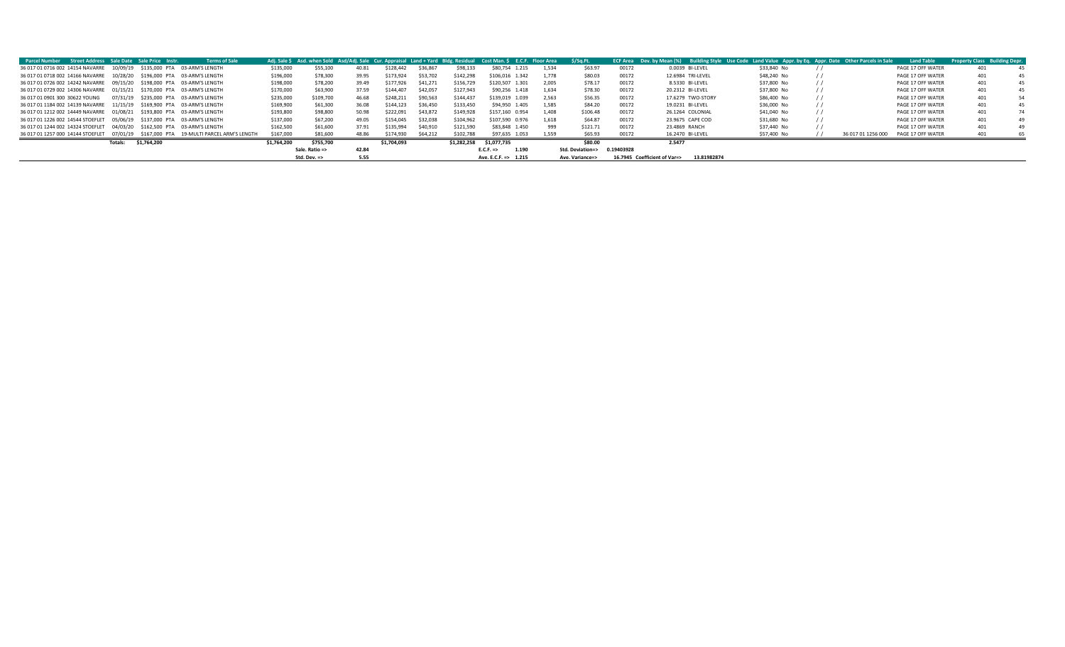| Parcel Number | Street Address | Sale Date | Sale Price | Instr. | Terms of Sale | Adj. Sale $ | Asd. when Sold | Asd/Adj. Sale | Cur. Appraisal | Land + Yard | Bldg. Residual | Cost Man. $ | E.C.F. | Floor Area | $/Sq.Ft. | ECF Area | Dev. by Mean (%) | Building Style | Use Code | Land Value | Appr. by Eq. | Appr. Date | Other Parcels in Sale | Land Table | Property Class | Building Depr. |
|---|---|---|---|---|---|---|---|---|---|---|---|---|---|---|---|---|---|---|---|---|---|---|---|---|---|---|
| 36 017 01 0716 002 | 14154 NAVARRE | 10/09/19 | $135,000 | PTA | 03-ARM'S LENGTH | $135,000 | $55,100 | 40.81 | $128,442 | $36,867 | $98,133 | $80,754 | 1.215 | 1,534 | $63.97 | 00172 | 0.0039 | BI-LEVEL | | $33,840 | No | / / | | PAGE 17 OFF WATER | 401 | 45 |
| 36 017 01 0718 002 | 14166 NAVARRE | 10/28/20 | $196,000 | PTA | 03-ARM'S LENGTH | $196,000 | $78,300 | 39.95 | $173,924 | $53,702 | $142,298 | $106,016 | 1.342 | 1,778 | $80.03 | 00172 | 12.6984 | TRI-LEVEL | | $48,240 | No | / / | | PAGE 17 OFF WATER | 401 | 45 |
| 36 017 01 0726 002 | 14242 NAVARRE | 09/15/20 | $198,000 | PTA | 03-ARM'S LENGTH | $198,000 | $78,200 | 39.49 | $177,926 | $41,271 | $156,729 | $120,507 | 1.301 | 2,005 | $78.17 | 00172 | 8.5330 | BI-LEVEL | | $37,800 | No | / / | | PAGE 17 OFF WATER | 401 | 45 |
| 36 017 01 0729 002 | 14306 NAVARRE | 01/15/21 | $170,000 | PTA | 03-ARM'S LENGTH | $170,000 | $63,900 | 37.59 | $144,407 | $42,057 | $127,943 | $90,256 | 1.418 | 1,634 | $78.30 | 00172 | 20.2312 | BI-LEVEL | | $37,800 | No | / / | | PAGE 17 OFF WATER | 401 | 45 |
| 36 017 01 0901 300 | 30622 YOUNG | 07/31/19 | $235,000 | PTA | 03-ARM'S LENGTH | $235,000 | $109,700 | 46.68 | $248,211 | $90,563 | $144,437 | $139,019 | 1.039 | 2,563 | $56.35 | 00172 | 17.6279 | TWO-STORY | | $86,400 | No | / / | | PAGE 17 OFF WATER | 401 | 54 |
| 36 017 01 1184 002 | 14139 NAVARRE | 11/15/19 | $169,900 | PTA | 03-ARM'S LENGTH | $169,900 | $61,300 | 36.08 | $144,123 | $36,450 | $133,450 | $94,950 | 1.405 | 1,585 | $84.20 | 00172 | 19.0231 | BI-LEVEL | | $36,000 | No | / / | | PAGE 17 OFF WATER | 401 | 45 |
| 36 017 01 1212 002 | 14449 NAVARRE | 01/08/21 | $193,800 | PTA | 03-ARM'S LENGTH | $193,800 | $98,800 | 50.98 | $222,091 | $43,872 | $149,928 | $157,160 | 0.954 | 1,408 | $106.48 | 00172 | 26.1264 | COLONIAL | | $41,040 | No | / / | | PAGE 17 OFF WATER | 401 | 74 |
| 36 017 01 1226 002 | 14544 STOEFLET | 05/06/19 | $137,000 | PTA | 03-ARM'S LENGTH | $137,000 | $67,200 | 49.05 | $154,045 | $32,038 | $104,962 | $107,590 | 0.976 | 1,618 | $64.87 | 00172 | 23.9675 | CAPE COD | | $31,680 | No | / / | | PAGE 17 OFF WATER | 401 | 49 |
| 36 017 01 1244 002 | 14324 STOEFLET | 04/03/20 | $162,500 | PTA | 03-ARM'S LENGTH | $162,500 | $61,600 | 37.91 | $135,994 | $40,910 | $121,590 | $83,848 | 1.450 | 999 | $121.71 | 00172 | 23.4869 | RANCH | | $37,440 | No | / / | | PAGE 17 OFF WATER | 401 | 49 |
| 36 017 01 1257 000 | 14144 STOEFLET | 07/01/19 | $167,000 | PTA | 19-MULTI PARCEL ARM'S LENGTH | $167,000 | $81,600 | 48.86 | $174,930 | $64,212 | $102,788 | $97,635 | 1.053 | 1,559 | $65.93 | 00172 | 16.2470 | BI-LEVEL | | $57,400 | No | / / | 36 017 01 1256 000 | PAGE 17 OFF WATER | 401 | 65 |
| | Totals: | | $1,764,200 | | | $1,764,200 | $755,700 | | $1,704,093 | | $1,282,258 | $1,077,735 | | | $80.00 | | 2.5477 | | | | | | | | | |
| | | | | | | | Sale. Ratio => | 42.84 | | | | E.C.F. => | 1.190 | | Std. Deviation=> | 0.19403928 | | | | | | | | | | |
| | | | | | | | Std. Dev. => | 5.55 | | | | Ave. E.C.F. => | 1.215 | | Ave. Variance=> | 16.7945 | Coefficient of Var=> | 13.81982874 | | | | | | | | |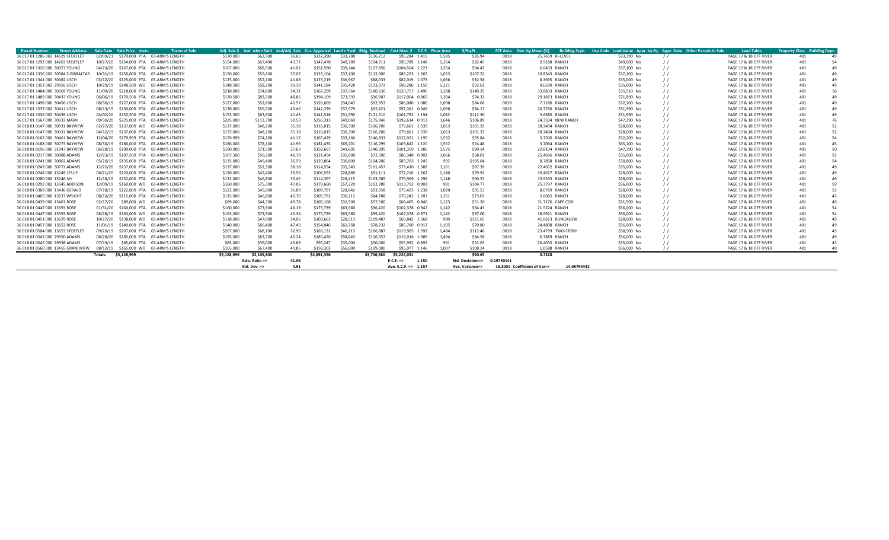| Parcel Number | Street Address | Sale Date | Sale Price | Instr. | Terms of Sale | Adj. Sale $ | Asd. when Sold | Asd/Adj. Sale | Cur. Appraisal | Land + Yard | Bldg. Residual | Cost Man. $ | E.C.F. | Floor Area | $/Sq.Ft. | ECF Area | Dev. by Mean (%) | Building Style | Use Code | Land Value | Appr. by Eq. | Appr. Date | Other Parcels in Sale | Land Table | Property Class | Building Depr. |
|---|---|---|---|---|---|---|---|---|---|---|---|---|---|---|---|---|---|---|---|---|---|---|---|---|---|---|
| 36 017 01 1286 002 | 14129 STOEFLET | 02/09/21 | $170,000 | PTA | 03-ARM'S LENGTH | $170,000 | $62,300 | 36.65 | $137,390 | $33,788 | $136,212 | $96,284 | 1.415 | 1,585 | $85.94 | 0018 | 25.7659 | BI-LEVEL | | $33,390 | No | / / | | PAGE 17 & 18 OFF RIVER | 401 | 49 |
| 36 017 01 1292 000 | 14203 STOEFLET | 10/27/20 | $154,000 | PTA | 03-ARM'S LENGTH | $154,000 | $67,400 | 43.77 | $147,478 | $49,789 | $104,211 | $90,789 | 1.148 | 1,264 | $82.45 | 0018 | 0.9188 | RANCH | | $49,000 | No | / / | | PAGE 17 & 18 OFF RIVER | 401 | 54 |
| 36 017 01 1326 000 | 30057 YOUNG | 04/23/20 | $167,000 | PTA | 03-ARM'S LENGTH | $167,000 | $68,500 | 41.02 | $151,590 | $39,144 | $127,856 | $104,504 | 1.223 | 1,354 | $94.43 | 0018 | 6.6433 | RANCH | | $37,100 | No | / / | | PAGE 17 & 18 OFF RIVER | 401 | 49 |
| 36 017 01 1336 002 | 30584 S GIBRALTAR | 10/31/19 | $150,000 | PTA | 03-ARM'S LENGTH | $150,000 | $55,600 | 37.07 | $133,104 | $37,100 | $112,900 | $89,223 | 1.265 | 1,053 | $107.22 | 0018 | 10.8343 | RANCH | | $37,100 | No | / / | | PAGE 17 & 18 OFF RIVER | 401 | 49 |
| 36 017 01 1341 000 | 30082 LISCH | 03/12/20 | $125,000 | PTA | 03-ARM'S LENGTH | $125,000 | $52,100 | 41.68 | $125,219 | $36,967 | $88,033 | $82,019 | 1.073 | 1,066 | $82.58 | 0018 | 8.3695 | RANCH | | $35,000 | No | / / | | PAGE 17 & 18 OFF RIVER | 401 | 49 |
| 36 017 01 1352 002 | 29956 LISCH | 10/29/19 | $148,500 | WD | 03-ARM'S LENGTH | $148,500 | $58,200 | 39.19 | $141,184 | $35,428 | $113,072 | $98,286 | 1.150 | 1,221 | $92.61 | 0018 | 0.6590 | RANCH | | $35,000 | No | / / | | PAGE 17 & 18 OFF RIVER | 401 | 49 |
| 36 017 01 1484 000 | 30369 YOUNG | 11/09/20 | $218,000 | PTA | 03-ARM'S LENGTH | $218,000 | $74,800 | 34.31 | $167,299 | $37,364 | $180,636 | $120,757 | 1.496 | 1,288 | $140.25 | 0018 | 33.8833 | RANCH | | $35,910 | No | / / | | PAGE 17 & 18 OFF RIVER | 401 | 56 |
| 36 017 01 1489 000 | 30433 YOUNG | 06/06/19 | $170,500 | PTA | 03-ARM'S LENGTH | $170,500 | $83,300 | 48.86 | $194,109 | $73,593 | $96,907 | $112,004 | 0.865 | 1,304 | $74.32 | 0018 | 29.1813 | RANCH | | $71,890 | No | / / | | PAGE 17 & 18 OFF RIVER | 401 | 49 |
| 36 017 01 1498 000 | 30456 LISCH | 08/30/19 | $127,000 | PTA | 03-ARM'S LENGTH | $127,000 | $52,800 | 41.57 | $126,669 | $34,047 | $92,953 | $86,080 | 1.080 | 1,098 | $84.66 | 0018 | 7.7180 | RANCH | | $32,200 | No | / / | | PAGE 17 & 18 OFF RIVER | 401 | 49 |
| 36 017 01 1533 002 | 30411 LISCH | 08/13/19 | $130,000 | PTA | 03-ARM'S LENGTH | $130,000 | $56,500 | 43.46 | $142,339 | $37,579 | $92,421 | $97,361 | 0.949 | 1,098 | $84.17 | 0018 | 20.7760 | RANCH | | $31,990 | No | / / | | PAGE 17 & 18 OFF RIVER | 401 | 49 |
| 36 017 01 1536 002 | 30439 LISCH | 04/02/20 | $153,500 | PTA | 03-ARM'S LENGTH | $153,500 | $63,600 | 41.43 | $141,518 | $31,990 | $121,510 | $101,792 | 1.194 | 1,082 | $112.30 | 0018 | 3.6685 | RANCH | | $31,990 | No | / / | | PAGE 17 & 18 OFF RIVER | 401 | 49 |
| 36 017 01 1567 000 | 30333 MARR | 09/30/20 | $225,000 | PTA | 03-ARM'S LENGTH | $225,000 | $113,700 | 50.53 | $256,313 | $49,060 | $175,940 | $192,614 | 0.913 | 1,646 | $106.89 | 0018 | 24.3594 | NEW RANCH | | $47,390 | No | / / | | PAGE 17 & 18 OFF RIVER | 401 | 76 |
| 36 018 01 0147 000 | 30031 BAYVIEW | 02/27/20 | $137,000 | WD | 03-ARM'S LENGTH | $137,000 | $48,200 | 35.18 | $116,015 | $30,300 | $106,700 | $79,661 | 1.339 | 1,053 | $101.33 | 0018 | 18.2404 | RANCH | | $28,000 | No | / / | | PAGE 17 & 18 OFF RIVER | 401 | 52 |
| 36 018 01 0147 000 | 30031 BAYVIEW | 04/12/19 | $137,000 | PTA | 03-ARM'S LENGTH | $137,000 | $48,200 | 35.18 | $116,015 | $30,300 | $106,700 | $79,661 | 1.339 | 1,053 | $101.33 | 0018 | 18.2404 | RANCH | | $28,000 | No | / / | | PAGE 17 & 18 OFF RIVER | 401 | 52 |
| 36 018 01 0162 000 | 30461 BAYVIEW | 12/04/20 | $179,999 | PTA | 03-ARM'S LENGTH | $179,999 | $74,100 | 41.17 | $165,429 | $33,166 | $146,833 | $122,921 | 1.195 | 1,532 | $95.84 | 0018 | 3.7506 | RANCH | | $32,200 | No | / / | | PAGE 17 & 18 OFF RIVER | 401 | 54 |
| 36 018 01 0188 000 | 30773 BAYVIEW | 08/30/19 | $186,000 | PTA | 03-ARM'S LENGTH | $186,000 | $78,100 | 41.99 | $181,435 | $69,701 | $116,299 | $103,842 | 1.120 | 1,562 | $74.46 | 0018 | 3.7064 | RANCH | | $65,100 | No | / / | | PAGE 17 & 18 OFF RIVER | 401 | 45 |
| 36 018 01 0196 000 | 31047 BAYVIEW | 06/28/19 | $190,000 | PTA | 03-ARM'S LENGTH | $190,000 | $71,500 | 37.63 | $158,667 | $49,605 | $140,395 | $101,359 | 1.385 | 1,575 | $89.14 | 0018 | 22.8104 | RANCH | | $47,390 | No | / / | | PAGE 17 & 18 OFF RIVER | 401 | 50 |
| 36 018 01 0217 000 | 30988 ADAMS | 12/23/19 | $107,500 | PTA | 03-ARM'S LENGTH | $107,500 | $50,200 | 46.70 | $121,454 | $35,000 | $72,500 | $80,348 | 0.902 | 1,066 | $68.01 | 0018 | 25.4696 | RANCH | | $35,000 | No | / / | | PAGE 17 & 18 OFF RIVER | 401 | 51 |
| 36 018 01 0241 000 | 30802 ADAMS | 05/20/19 | $135,000 | PTA | 03-ARM'S LENGTH | $135,000 | $49,400 | 36.59 | $120,864 | $30,800 | $104,200 | $83,703 | 1.245 | 992 | $105.04 | 0018 | 8.7858 | RANCH | | $30,800 | No | / / | | PAGE 17 & 18 OFF RIVER | 401 | 54 |
| 36 018 01 0243 000 | 30772 ADAMS | 12/22/20 | $137,000 | PTA | 03-ARM'S LENGTH | $137,000 | $52,300 | 38.18 | $114,554 | $35,543 | $101,457 | $73,430 | 1.382 | 1,161 | $87.39 | 0018 | 22.4652 | RANCH | | $35,000 | No | / / | | PAGE 17 & 18 OFF RIVER | 401 | 49 |
| 36 018 01 0248 000 | 13249 LESLIE | 08/21/20 | $120,000 | PTA | 03-ARM'S LENGTH | $120,000 | $47,400 | 39.50 | $106,593 | $28,889 | $91,111 | $72,216 | 1.262 | 1,140 | $79.92 | 0018 | 10.4627 | RANCH | | $28,000 | No | / / | | PAGE 17 & 18 OFF RIVER | 401 | 49 |
| 36 018 01 0280 000 | 13246 IVY | 12/18/19 | $132,000 | PTA | 03-ARM'S LENGTH | $132,000 | $46,800 | 35.45 | $114,397 | $28,415 | $103,585 | $79,909 | 1.296 | 1,148 | $90.23 | 0018 | 13.9263 | RANCH | | $28,000 | No | / / | | PAGE 17 & 18 OFF RIVER | 401 | 49 |
| 36 018 01 0292 002 | 13345 ADDISON | 12/09/19 | $160,000 | WD | 03-ARM'S LENGTH | $160,000 | $75,300 | 47.06 | $179,660 | $57,220 | $102,780 | $113,792 | 0.903 | 981 | $104.77 | 0018 | 25.3797 | RANCH | | $56,000 | No | / / | | PAGE 17 & 18 OFF RIVER | 401 | 59 |
| 36 018 01 0369 000 | 13436 GERALD | 07/18/19 | $122,000 | PTA | 03-ARM'S LENGTH | $122,000 | $45,000 | 36.89 | $109,797 | $28,642 | $93,358 | $75,423 | 1.238 | 1,020 | $91.53 | 0018 | 8.0769 | RANCH | | $28,000 | No | / / | | PAGE 17 & 18 OFF RIVER | 401 | 51 |
| 36 018 01 0405 000 | 13637 WRIGHT | 08/10/20 | $115,000 | PTA | 03-ARM'S LENGTH | $115,000 | $46,800 | 40.70 | $105,792 | $30,212 | $84,788 | $70,242 | 1.207 | 1,161 | $73.03 | 0018 | 5.0065 | RANCH | | $28,000 | No | / / | | PAGE 17 & 18 OFF RIVER | 401 | 45 |
| 36 018 01 0439 000 | 13401 ROSE | 02/17/20 | $89,000 | WD | 03-ARM'S LENGTH | $89,000 | $44,300 | 49.78 | $105,168 | $31,500 | $57,500 | $68,465 | 0.840 | 1,123 | $51.20 | 0018 | 31.7176 | CAPE COD | | $31,500 | No | / / | | PAGE 17 & 18 OFF RIVER | 401 | 49 |
| 36 018 01 0447 000 | 13593 ROSE | 01/31/20 | $160,000 | PTA | 03-ARM'S LENGTH | $160,000 | $73,900 | 46.19 | $173,739 | $63,580 | $96,420 | $102,378 | 0.942 | 1,142 | $84.43 | 0018 | 21.5224 | RANCH | | $56,000 | No | / / | | PAGE 17 & 18 OFF RIVER | 401 | 54 |
| 36 018 01 0447 000 | 13593 ROSE | 06/28/19 | $163,000 | WD | 03-ARM'S LENGTH | $163,000 | $73,900 | 45.34 | $173,739 | $63,580 | $99,420 | $102,378 | 0.971 | 1,142 | $87.06 | 0018 | 18.5921 | RANCH | | $56,000 | No | / / | | PAGE 17 & 18 OFF RIVER | 401 | 54 |
| 36 018 01 0451 000 | 13629 ROSE | 10/27/20 | $138,000 | WD | 03-ARM'S LENGTH | $138,000 | $47,000 | 34.06 | $103,663 | $28,513 | $109,487 | $69,842 | 1.568 | 900 | $121.65 | 0018 | 41.0613 | BUNGALOW | | $28,000 | No | / / | | PAGE 17 & 18 OFF RIVER | 401 | 49 |
| 36 018 01 0457 000 | 13652 ROSE | 11/01/19 | $140,000 | PTA | 03-ARM'S LENGTH | $140,000 | $66,400 | 47.43 | $154,046 | $61,768 | $78,232 | $85,760 | 0.912 | 1,105 | $70.80 | 0018 | 24.4808 | RANCH | | $56,000 | No | / / | | PAGE 17 & 18 OFF RIVER | 401 | 49 |
| 36 018 01 0504 000 | 13653 STOEFLET | 09/20/19 | $207,000 | PTA | 03-ARM'S LENGTH | $207,000 | $68,100 | 32.90 | $169,131 | $40,113 | $166,887 | $119,905 | 1.392 | 1,484 | $112.46 | 0018 | 23.4799 | TWO-STORY | | $38,500 | No | / / | | PAGE 17 & 18 OFF RIVER | 401 | 45 |
| 36 018 01 0543 000 | 29950 ADAMS | 08/28/20 | $185,000 | PTA | 03-ARM'S LENGTH | $185,000 | $83,700 | 45.24 | $183,476 | $58,643 | $126,357 | $116,016 | 1.089 | 1,494 | $84.58 | 0018 | 6.7889 | RANCH | | $56,000 | No | / / | | PAGE 17 & 18 OFF RIVER | 401 | 49 |
| 36 018 01 0545 000 | 29938 ADAMS | 07/19/19 | $85,000 | PTA | 03-ARM'S LENGTH | $85,000 | $39,000 | 45.88 | $95,247 | $35,000 | $50,000 | $55,992 | 0.893 | 961 | $52.03 | 0018 | 26.4035 | RANCH | | $35,000 | No | / / | | PAGE 17 & 18 OFF RIVER | 401 | 45 |
| 36 018 01 0560 300 | 13455 GRANDVIEW | 08/12/19 | $165,000 | WD | 03-ARM'S LENGTH | $165,000 | $67,400 | 40.85 | $158,303 | $56,000 | $109,000 | $95,077 | 1.146 | 1,007 | $108.24 | 0018 | 1.0588 | RANCH | | $56,000 | No | / / | | PAGE 17 & 18 OFF RIVER | 401 | 49 |
| | | Totals: | $5,128,999 | | | $5,128,999 | $2,105,800 | | $4,891,396 | | $3,706,660 | $3,224,031 | | | $90.65 | | 0.7328 | | | | | | | | | |
| | | | | | | | Sale. Ratio => | 41.06 | | | | E.C.F. => | 1.150 | Std. Deviation=> | 0.19750141 | | | | | | | | | | | |
| | | | | | | | Std. Dev. => | 4.91 | | | | Ave. E.C.F. => | 1.157 | Ave. Variance=> | 16.3001 | Coefficient of Var=> | 14.08794442 | | | | | | | | | |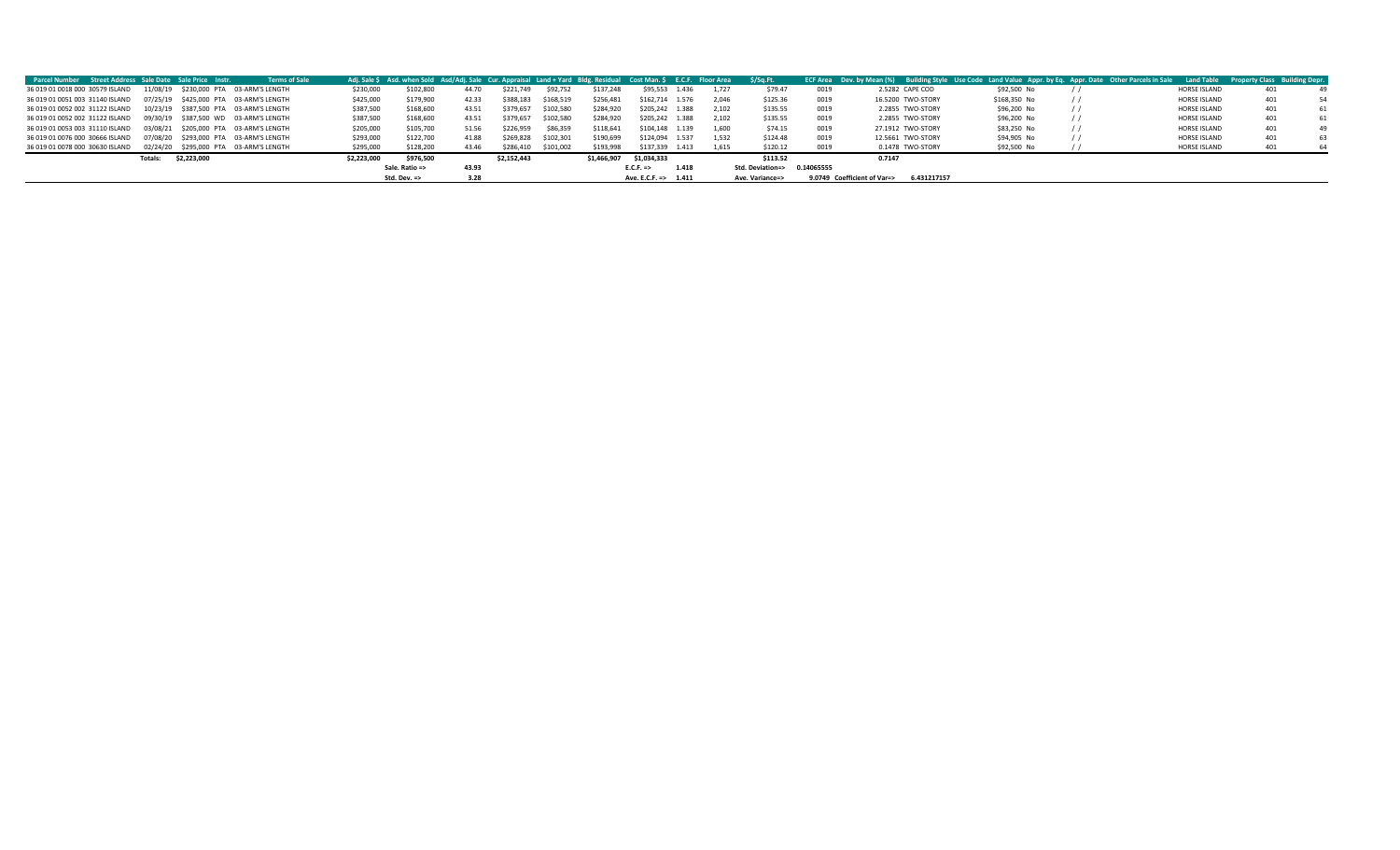| Parcel Number | Street Address | Sale Date | Sale Price | Instr. | Terms of Sale | Adj. Sale $ | Asd. when Sold | Asd/Adj. Sale | Cur. Appraisal | Land + Yard | Bldg. Residual | Cost Man. $ | E.C.F. | Floor Area | $/Sq.Ft. | ECF Area | Dev. by Mean (%) | Building Style | Use Code | Land Value | Appr. by Eq. | Appr. Date | Other Parcels in Sale | Land Table | Property Class | Building Depr. |
|---|---|---|---|---|---|---|---|---|---|---|---|---|---|---|---|---|---|---|---|---|---|---|---|---|---|---|
| 36 019 01 0018 000 | 30579 ISLAND | 11/08/19 | $230,000 | PTA | 03-ARM'S LENGTH | $230,000 | $102,800 | 44.70 | $221,749 | $92,752 | $137,248 | $95,553 | 1.436 | 1,727 | $79.47 | 0019 | 2.5282 | CAPE COD | | $92,500 | No | / / | | HORSE ISLAND | 401 | 49 |
| 36 019 01 0051 003 | 31140 ISLAND | 07/25/19 | $425,000 | PTA | 03-ARM'S LENGTH | $425,000 | $179,900 | 42.33 | $388,183 | $168,519 | $256,481 | $162,714 | 1.576 | 2,046 | $125.36 | 0019 | 16.5200 | TWO-STORY | | $168,350 | No | / / | | HORSE ISLAND | 401 | 54 |
| 36 019 01 0052 002 | 31122 ISLAND | 10/23/19 | $387,500 | PTA | 03-ARM'S LENGTH | $387,500 | $168,600 | 43.51 | $379,657 | $102,580 | $284,920 | $205,242 | 1.388 | 2,102 | $135.55 | 0019 | 2.2855 | TWO-STORY | | $96,200 | No | / / | | HORSE ISLAND | 401 | 61 |
| 36 019 01 0052 002 | 31122 ISLAND | 09/30/19 | $387,500 | WD | 03-ARM'S LENGTH | $387,500 | $168,600 | 43.51 | $379,657 | $102,580 | $284,920 | $205,242 | 1.388 | 2,102 | $135.55 | 0019 | 2.2855 | TWO-STORY | | $96,200 | No | / / | | HORSE ISLAND | 401 | 61 |
| 36 019 01 0053 003 | 31110 ISLAND | 03/08/21 | $205,000 | PTA | 03-ARM'S LENGTH | $205,000 | $105,700 | 51.56 | $226,959 | $86,359 | $118,641 | $104,148 | 1.139 | 1,600 | $74.15 | 0019 | 27.1912 | TWO-STORY | | $83,250 | No | / / | | HORSE ISLAND | 401 | 49 |
| 36 019 01 0076 000 | 30666 ISLAND | 07/08/20 | $293,000 | PTA | 03-ARM'S LENGTH | $293,000 | $122,700 | 41.88 | $269,828 | $102,301 | $190,699 | $124,094 | 1.537 | 1,532 | $124.48 | 0019 | 12.5661 | TWO-STORY | | $94,905 | No | / / | | HORSE ISLAND | 401 | 63 |
| 36 019 01 0078 000 | 30630 ISLAND | 02/24/20 | $295,000 | PTA | 03-ARM'S LENGTH | $295,000 | $128,200 | 43.46 | $286,410 | $101,002 | $193,998 | $137,339 | 1.413 | 1,615 | $120.12 | 0019 | 0.1478 | TWO-STORY | | $92,500 | No | / / | | HORSE ISLAND | 401 | 64 |
| | Totals: | | $2,223,000 | | | $2,223,000 | $976,500 | | $2,152,443 | | $1,466,907 | $1,034,333 | | | $113.52 | | 0.7147 | | | | | | | | | |
| | | | | | | | Sale. Ratio => | 43.93 | | | | E.C.F. => | 1.418 | | Std. Deviation=> | 0.14065555 | | | | | | | | | | |
| | | | | | | | Std. Dev. => | 3.28 | | | | Ave. E.C.F. => | 1.411 | | Ave. Variance=> | | 9.0749 | Coefficient of Var=> | 6.431217157 | | | | | | | |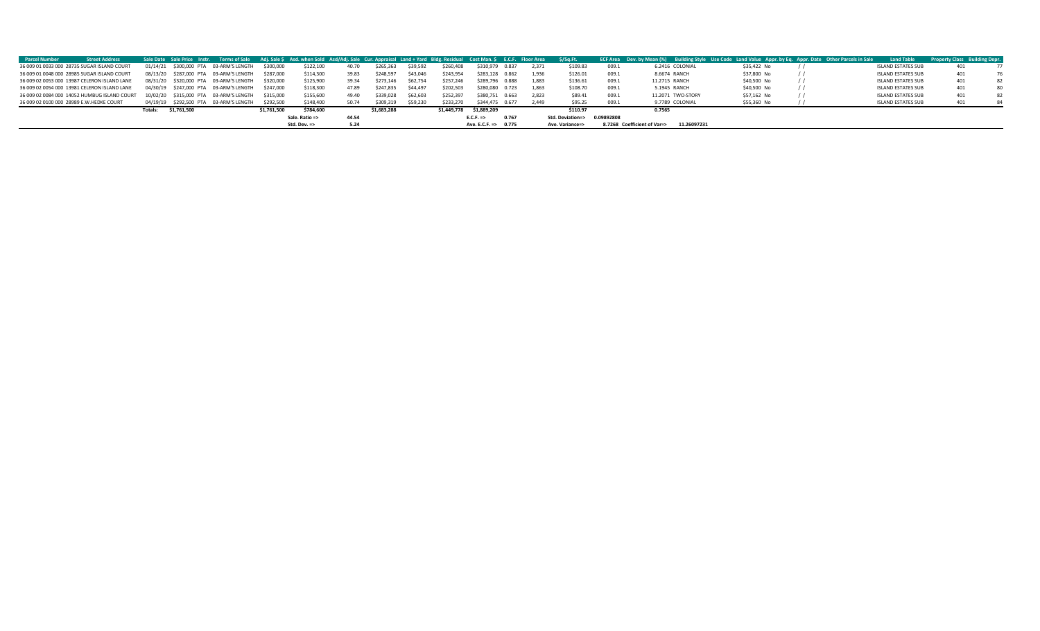| Parcel Number | Street Address | Sale Date | Sale Price | Instr. | Terms of Sale | Adj. Sale $ | Asd. when Sold | Asd/Adj. Sale | Cur. Appraisal | Land + Yard | Bldg. Residual | Cost Man. $ | E.C.F. | Floor Area | $/Sq.Ft. | ECF Area | Dev. by Mean (%) | Building Style | Use Code | Land Value | Appr. by Eq. | Appr. Date | Other Parcels in Sale | Land Table | Property Class | Building Depr. |
|---|---|---|---|---|---|---|---|---|---|---|---|---|---|---|---|---|---|---|---|---|---|---|---|---|---|---|
| 36 009 01 0033 000 | 28735 SUGAR ISLAND COURT | 01/14/21 | $300,000 | PTA | 03-ARM'S LENGTH | $300,000 | $122,100 | 40.70 | $265,363 | $39,592 | $260,408 | $310,979 | 0.837 | 2,371 | $109.83 | 009.1 | 6.2416 | COLONIAL | | $35,422 | No | / / | | ISLAND ESTATES SUB | 401 | 77 |
| 36 009 01 0048 000 | 28985 SUGAR ISLAND COURT | 08/13/20 | $287,000 | PTA | 03-ARM'S LENGTH | $287,000 | $114,300 | 39.83 | $248,597 | $43,046 | $243,954 | $283,128 | 0.862 | 1,936 | $126.01 | 009.1 | 8.6674 | RANCH | | $37,800 | No | / / | | ISLAND ESTATES SUB | 401 | 76 |
| 36 009 02 0053 000 | 13987 CELERON ISLAND LANE | 08/31/20 | $320,000 | PTA | 03-ARM'S LENGTH | $320,000 | $125,900 | 39.34 | $273,146 | $62,754 | $257,246 | $289,796 | 0.888 | 1,883 | $136.61 | 009.1 | 11.2715 | RANCH | | $40,500 | No | / / | | ISLAND ESTATES SUB | 401 | 82 |
| 36 009 02 0054 000 | 13981 CELERON ISLAND LANE | 04/30/19 | $247,000 | PTA | 03-ARM'S LENGTH | $247,000 | $118,300 | 47.89 | $247,835 | $44,497 | $202,503 | $280,080 | 0.723 | 1,863 | $108.70 | 009.1 | 5.1945 | RANCH | | $40,500 | No | / / | | ISLAND ESTATES SUB | 401 | 80 |
| 36 009 02 0084 000 | 14052 HUMBUG ISLAND COURT | 10/02/20 | $315,000 | PTA | 03-ARM'S LENGTH | $315,000 | $155,600 | 49.40 | $339,028 | $62,603 | $252,397 | $380,751 | 0.663 | 2,823 | $89.41 | 009.1 | 11.2071 | TWO-STORY | | $57,162 | No | / / | | ISLAND ESTATES SUB | 401 | 82 |
| 36 009 02 0100 000 | 28989 E.W.HEDKE COURT | 04/19/19 | $292,500 | PTA | 03-ARM'S LENGTH | $292,500 | $148,400 | 50.74 | $309,319 | $59,230 | $233,270 | $344,475 | 0.677 | 2,449 | $95.25 | 009.1 | 9.7789 | COLONIAL | | $55,360 | No | / / | | ISLAND ESTATES SUB | 401 | 84 |
| | | Totals: | $1,761,500 | | | $1,761,500 | $784,600 | | $1,683,288 | | $1,449,778 | $1,889,209 | | | $110.97 | | 0.7565 | | | | | | | | | |
| | | | | | | | Sale. Ratio => | 44.54 | | | | E.C.F. => | 0.767 | | Std. Deviation=> | 0.09892808 | | | | | | | | | | |
| | | | | | | | Std. Dev. => | 5.24 | | | | Ave. E.C.F. => | 0.775 | | Ave. Variance=> | 8.7268 | Coefficient of Var=> | 11.26097231 | | | | | | | | |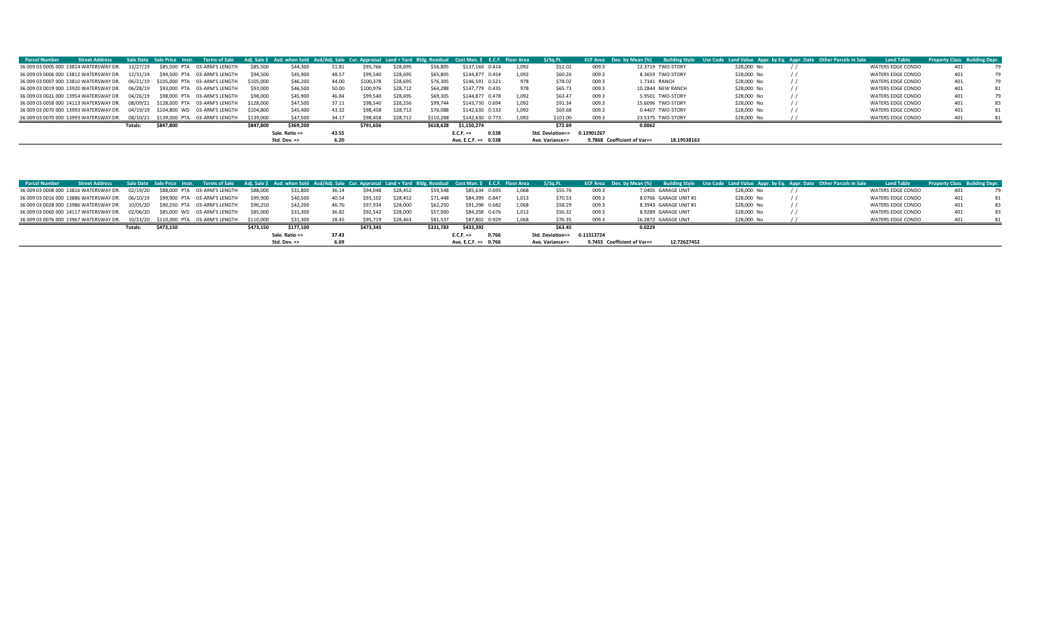| Parcel Number | Street Address | Sale Date | Sale Price | Instr. | Terms of Sale | Adj. Sale $ | Asd. when Sold | Asd/Adj. Sale | Cur. Appraisal | Land + Yard | Bldg. Residual | Cost Man. $ | E.C.F. | Floor Area | $/Sq.Ft. | ECF Area | Dev. by Mean (%) | Building Style | Use Code | Land Value | Appr. by Eq. | Appr. Date | Other Parcels in Sale | Land Table | Property Class | Building Depr. |
|---|---|---|---|---|---|---|---|---|---|---|---|---|---|---|---|---|---|---|---|---|---|---|---|---|---|---|
| 36 009 03 0005 000 | 13814 WATERSWAY DR. | 12/27/19 | $85,500 | PTA | 03-ARM'S LENGTH | $85,500 | $44,300 | 51.81 | $95,766 | $28,695 | $56,805 | $137,160 | 0.414 | 1,092 | $52.02 | 009.3 | 12.3719 | TWO-STORY | | $28,000 | No | / / | | WATERS EDGE CONDO | 401 | 79 |
| 36 009 03 0006 000 | 13812 WATERSWAY DR. | 12/31/19 | $94,500 | PTA | 03-ARM'S LENGTH | $94,500 | $45,900 | 48.57 | $99,540 | $28,695 | $65,805 | $144,877 | 0.454 | 1,092 | $60.26 | 009.3 | 8.3659 | TWO-STORY | | $28,000 | No | / / | | WATERS EDGE CONDO | 401 | 79 |
| 36 009 03 0007 000 | 13810 WATERSWAY DR. | 06/21/19 | $105,000 | PTA | 03-ARM'S LENGTH | $105,000 | $46,200 | 44.00 | $100,378 | $28,695 | $76,305 | $146,591 | 0.521 | 978 | $78.02 | 009.3 | 1.7341 | RANCH | | $28,000 | No | / / | | WATERS EDGE CONDO | 401 | 79 |
| 36 009 03 0019 000 | 13920 WATERSWAY DR. | 06/28/19 | $93,000 | PTA | 03-ARM'S LENGTH | $93,000 | $46,500 | 50.00 | $100,976 | $28,712 | $64,288 | $147,779 | 0.435 | 978 | $65.73 | 009.3 | 10.2844 | NEW RANCH | | $28,000 | No | / / | | WATERS EDGE CONDO | 401 | 81 |
| 36 009 03 0021 000 | 13954 WATERSWAY DR. | 04/26/19 | $98,000 | PTA | 03-ARM'S LENGTH | $98,000 | $45,900 | 46.84 | $99,540 | $28,695 | $69,305 | $144,877 | 0.478 | 1,092 | $63.47 | 009.3 | 5.9501 | TWO-STORY | | $28,000 | No | / / | | WATERS EDGE CONDO | 401 | 79 |
| 36 009 03 0058 000 | 14113 WATERSWAY DR. | 08/09/21 | $128,000 | PTA | 03-ARM'S LENGTH | $128,000 | $47,500 | 37.11 | $98,540 | $28,256 | $99,744 | $143,730 | 0.694 | 1,092 | $91.34 | 009.3 | 15.6096 | TWO-STORY | | $28,000 | No | / / | | WATERS EDGE CONDO | 401 | 83 |
| 36 009 03 0070 000 | 13993 WATERSWAY DR. | 04/19/19 | $104,800 | WD | 03-ARM'S LENGTH | $104,800 | $45,400 | 43.32 | $98,458 | $28,712 | $76,088 | $142,630 | 0.533 | 1,092 | $69.68 | 009.3 | 0.4407 | TWO-STORY | | $28,000 | No | / / | | WATERS EDGE CONDO | 401 | 81 |
| 36 009 03 0070 000 | 13993 WATERSWAY DR. | 08/10/21 | $139,000 | PTA | 03-ARM'S LENGTH | $139,000 | $47,500 | 34.17 | $98,458 | $28,712 | $110,288 | $142,630 | 0.773 | 1,092 | $101.00 | 009.3 | 23.5375 | TWO-STORY | | $28,000 | No | / / | | WATERS EDGE CONDO | 401 | 81 |
| | | Totals: | $847,800 | | | $847,800 | $369,200 | | $791,656 | | $618,628 | $1,150,274 | | | $72.69 | | 0.0062 | | | | | | | | | |
| | | | | | | | Sale. Ratio => | 43.55 | | | | E.C.F. => | 0.538 | | Std. Deviation=> | 0.12901267 | | | | | | | | | | |
| | | | | | | | Std. Dev. => | 6.20 | | | | Ave. E.C.F. => | 0.538 | | Ave. Variance=> | 9.7868 | Coefficient of Var=> | 18.19538163 | | | | | | | | |

| Parcel Number | Street Address | Sale Date | Sale Price | Instr. | Terms of Sale | Adj. Sale $ | Asd. when Sold | Asd/Adj. Sale | Cur. Appraisal | Land + Yard | Bldg. Residual | Cost Man. $ | E.C.F. | Floor Area | $/Sq.Ft. | ECF Area | Dev. by Mean (%) | Building Style | Use Code | Land Value | Appr. by Eq. | Appr. Date | Other Parcels in Sale | Land Table | Property Class | Building Depr. |
|---|---|---|---|---|---|---|---|---|---|---|---|---|---|---|---|---|---|---|---|---|---|---|---|---|---|---|
| 36 009 03 0008 000 | 13816 WATERSWAY DR. | 02/19/20 | $88,000 | PTA | 03-ARM'S LENGTH | $88,000 | $31,800 | 36.14 | $94,048 | $28,452 | $59,548 | $85,634 | 0.695 | 1,068 | $55.76 | 009.3 | 7.0405 | GARAGE UNIT | | $28,000 | No | / / | | WATERS EDGE CONDO | 401 | 79 |
| 36 009 03 0016 000 | 13886 WATERSWAY DR. | 06/10/19 | $99,900 | PTA | 03-ARM'S LENGTH | $99,900 | $40,500 | 40.54 | $93,102 | $28,452 | $71,448 | $84,399 | 0.847 | 1,013 | $70.53 | 009.3 | 8.0766 | GARAGE UNIT #1 | | $28,000 | No | / / | | WATERS EDGE CONDO | 401 | 81 |
| 36 009 03 0028 000 | 13986 WATERSWAY DR. | 10/05/20 | $90,250 | PTA | 03-ARM'S LENGTH | $90,250 | $42,200 | 46.76 | $97,934 | $28,000 | $62,250 | $91,298 | 0.682 | 1,068 | $58.29 | 009.3 | 8.3943 | GARAGE UNIT #1 | | $28,000 | No | / / | | WATERS EDGE CONDO | 401 | 83 |
| 36 009 03 0060 000 | 14117 WATERSWAY DR. | 02/06/20 | $85,000 | WD | 03-ARM'S LENGTH | $85,000 | $31,300 | 36.82 | $92,542 | $28,000 | $57,000 | $84,258 | 0.676 | 1,012 | $56.32 | 009.3 | 8.9289 | GARAGE UNIT | | $28,000 | No | / / | | WATERS EDGE CONDO | 401 | 83 |
| 36 009 03 0076 000 | 13967 WATERSWAY DR. | 10/23/20 | $110,000 | PTA | 03-ARM'S LENGTH | $110,000 | $31,300 | 28.45 | $95,719 | $28,463 | $81,537 | $87,802 | 0.929 | 1,068 | $76.35 | 009.3 | 16.2872 | GARAGE UNIT | | $28,000 | No | / / | | WATERS EDGE CONDO | 401 | 81 |
| | | Totals: | $473,150 | | | $473,150 | $177,100 | | $473,345 | | $331,783 | $433,392 | | | $63.45 | | 0.0229 | | | | | | | | | |
| | | | | | | | Sale. Ratio => | 37.43 | | | | E.C.F. => | 0.766 | | Std. Deviation=> | 0.11513724 | | | | | | | | | | |
| | | | | | | | Std. Dev. => | 6.69 | | | | Ave. E.C.F. => | 0.766 | | Ave. Variance=> | 9.7455 | Coefficient of Var=> | 12.72627452 | | | | | | | | |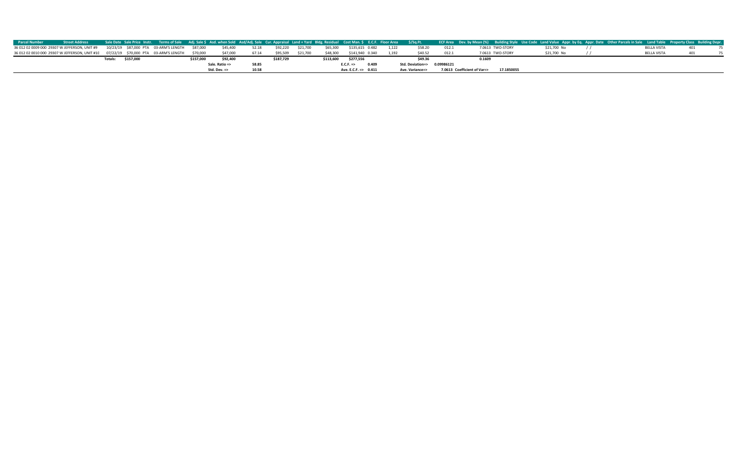| Parcel Number | Street Address | Sale Date | Sale Price | Instr. | Terms of Sale | Adj. Sale $ | Asd. when Sold | Asd/Adj. Sale | Cur. Appraisal | Land + Yard | Bldg. Residual | Cost Man. $ | E.C.F. | Floor Area | $/Sq.Ft. | ECF Area | Dev. by Mean (%) | Building Style | Use Code | Land Value | Appr. by Eq. | Appr. Date | Other Parcels in Sale | Land Table | Property Class | Building Depr. |
|---|---|---|---|---|---|---|---|---|---|---|---|---|---|---|---|---|---|---|---|---|---|---|---|---|---|---|
| 36 012 02 0009 000 | 29307 W JEFFERSON, UNIT #9 | 10/23/19 | $87,000 | PTA | 03-ARM'S LENGTH | $87,000 | $45,400 | 52.18 | $92,220 | $21,700 | $65,300 | $135,615 | 0.482 | 1,122 | $58.20 | 012.1 | 7.0613 | TWO-STORY | | $21,700 | No | / / | | BELLA VISTA | 401 | 75 |
| 36 012 02 0010 000 | 29307 W JEFFERSON, UNIT #10 | 07/22/19 | $70,000 | PTA | 03-ARM'S LENGTH | $70,000 | $47,000 | 67.14 | $95,509 | $21,700 | $48,300 | $141,940 | 0.340 | 1,192 | $40.52 | 012.1 | 7.0613 | TWO-STORY | | $21,700 | No | / / | | BELLA VISTA | 401 | 75 |
| | | Totals: | $157,000 | | | $157,000 | $92,400 | | $187,729 | | $113,600 | $277,556 | | | $49.36 | | 0.1609 | | | | | | | | | |
| | | | | | | | Sale. Ratio => | 58.85 | | | | E.C.F. => | 0.409 | | Std. Deviation=> | 0.09986121 | | | | | | | | | | |
| | | | | | | | Std. Dev. => | 10.58 | | | | Ave. E.C.F. => | 0.411 | | Ave. Variance=> | 7.0613 | Coefficient of Var=> | 17.1850055 | | | | | | | | |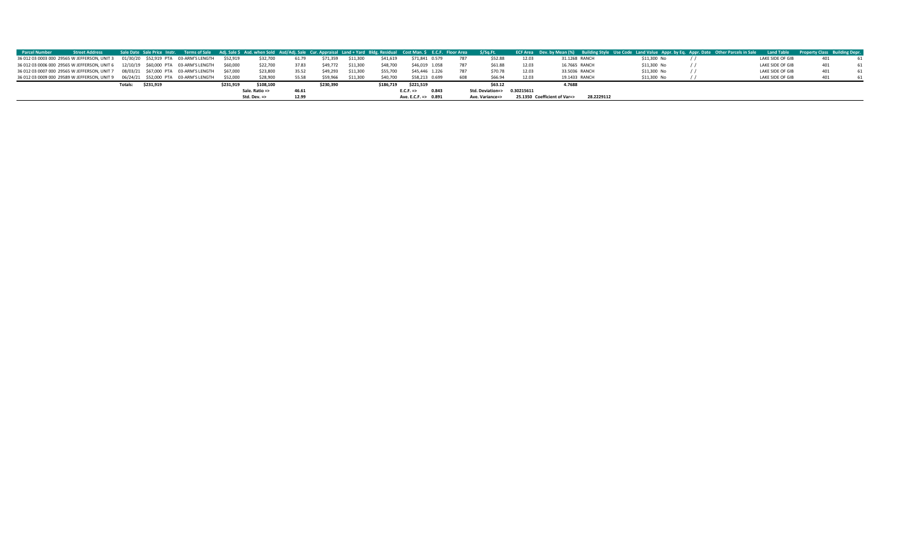| Parcel Number | Street Address | Sale Date | Sale Price | Instr. | Terms of Sale | Adj. Sale $ | Asd. when Sold | Asd/Adj. Sale | Cur. Appraisal | Land + Yard | Bldg. Residual | Cost Man. $ | E.C.F. | Floor Area | $/Sq.Ft. | ECF Area | Dev. by Mean (%) | Building Style | Use Code | Land Value | Appr. by Eq. | Appr. Date | Other Parcels in Sale | Land Table | Property Class | Building Depr. |
|---|---|---|---|---|---|---|---|---|---|---|---|---|---|---|---|---|---|---|---|---|---|---|---|---|---|---|
| 36 012 03 0003 000 | 29565 W JEFFERSON, UNIT 3 | 01/30/20 | $52,919 | PTA | 03-ARM'S LENGTH | $52,919 | $32,700 | 61.79 | $71,359 | $11,300 | $41,619 | $71,841 | 0.579 | 787 | $52.88 | 12.03 | 31.1268 | RANCH | | $11,300 | No | / / | | LAKE SIDE OF GIB | 401 | 61 |
| 36 012 03 0006 000 | 29565 W JEFFERSON, UNIT 6 | 12/10/19 | $60,000 | PTA | 03-ARM'S LENGTH | $60,000 | $22,700 | 37.83 | $49,772 | $11,300 | $48,700 | $46,019 | 1.058 | 787 | $61.88 | 12.03 | 16.7665 | RANCH | | $11,300 | No | / / | | LAKE SIDE OF GIB | 401 | 61 |
| 36 012 03 0007 000 | 29565 W JEFFERSON, UNIT 7 | 08/03/21 | $67,000 | PTA | 03-ARM'S LENGTH | $67,000 | $23,800 | 35.52 | $49,293 | $11,300 | $55,700 | $45,446 | 1.226 | 787 | $70.78 | 12.03 | 33.5036 | RANCH | | $11,300 | No | / / | | LAKE SIDE OF GIB | 401 | 61 |
| 36 012 03 0009 000 | 29589 W JEFFERSON, UNIT 9 | 06/24/21 | $52,000 | PTA | 03-ARM'S LENGTH | $52,000 | $28,900 | 55.58 | $59,966 | $11,300 | $40,700 | $58,213 | 0.699 | 608 | $66.94 | 12.03 | 19.1433 | RANCH | | $11,300 | No | / / | | LAKE SIDE OF GIB | 401 | 61 |
| | Totals: | | $231,919 | | | $231,919 | $108,100 | | $230,390 | | $186,719 | $221,519 | | | $63.12 | | 4.7688 | | | | | | | | | |
| | | | | | | | Sale. Ratio => | 46.61 | | | | E.C.F. => | 0.843 | | Std. Deviation=> | 0.30215611 | | | | | | | | | | |
| | | | | | | | Std. Dev. => | 12.99 | | | | Ave. E.C.F. => | 0.891 | | Ave. Variance=> | 25.1350 | Coefficient of Var=> | 28.2229112 | | | | | | | | |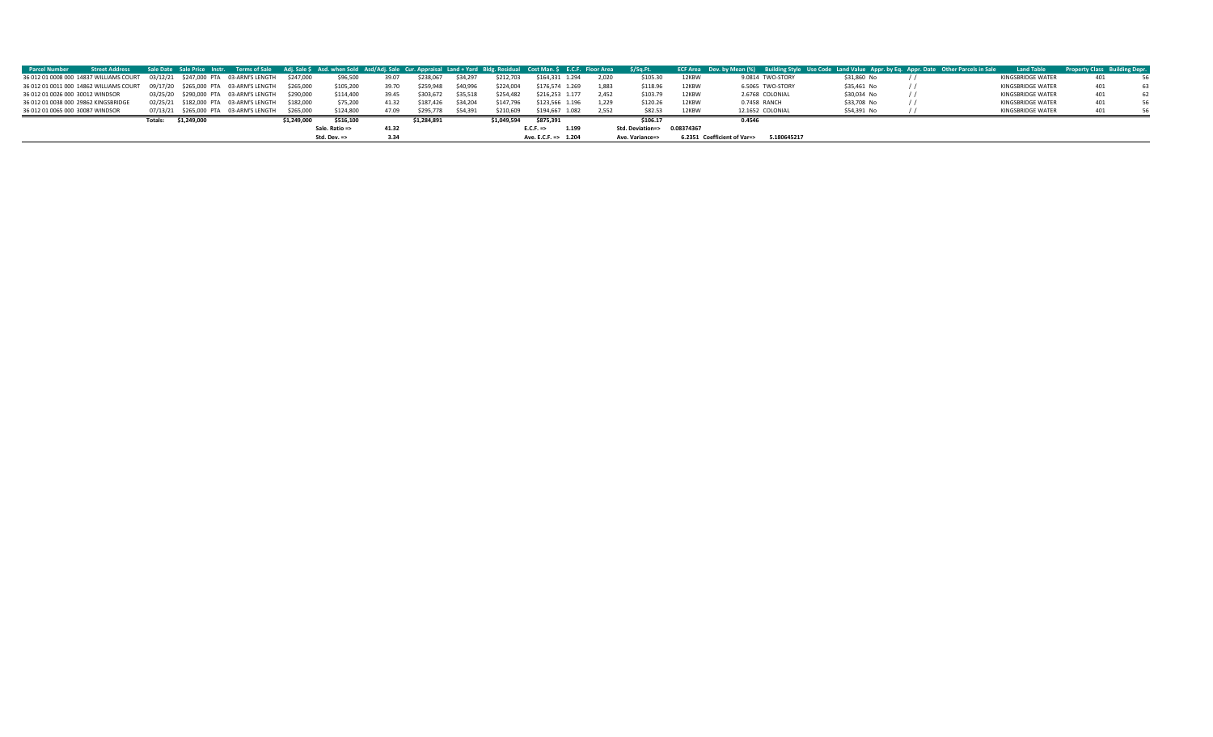| Parcel Number | Street Address | Sale Date | Sale Price | Instr. | Terms of Sale | Adj. Sale $ | Asd. when Sold | Asd/Adj. Sale | Cur. Appraisal | Land + Yard | Bldg. Residual | Cost Man. $ | E.C.F. | Floor Area | $/Sq.Ft. | ECF Area | Dev. by Mean (%) | Building Style | Use Code | Land Value | Appr. by Eq. | Appr. Date | Other Parcels in Sale | Land Table | Property Class | Building Depr. |
|---|---|---|---|---|---|---|---|---|---|---|---|---|---|---|---|---|---|---|---|---|---|---|---|---|---|---|
| 36 012 01 0008 000 | 14837 WILLIAMS COURT | 03/12/21 | $247,000 | PTA | 03-ARM'S LENGTH | $247,000 | $96,500 | 39.07 | $238,067 | $34,297 | $212,703 | $164,331 | 1.294 | 2,020 | $105.30 | 12KBW | 9.0814 | TWO-STORY | | $31,860 | No | / / | | KINGSBRIDGE WATER | 401 | 56 |
| 36 012 01 0011 000 | 14862 WILLIAMS COURT | 09/17/20 | $265,000 | PTA | 03-ARM'S LENGTH | $265,000 | $105,200 | 39.70 | $259,948 | $40,996 | $224,004 | $176,574 | 1.269 | 1,883 | $118.96 | 12KBW | 6.5065 | TWO-STORY | | $35,461 | No | / / | | KINGSBRIDGE WATER | 401 | 63 |
| 36 012 01 0026 000 | 30012 WINDSOR | 03/25/20 | $290,000 | PTA | 03-ARM'S LENGTH | $290,000 | $114,400 | 39.45 | $303,672 | $35,518 | $254,482 | $216,253 | 1.177 | 2,452 | $103.79 | 12KBW | 2.6768 | COLONIAL | | $30,034 | No | / / | | KINGSBRIDGE WATER | 401 | 62 |
| 36 012 01 0038 000 | 29862 KINGSBRIDGE | 02/25/21 | $182,000 | PTA | 03-ARM'S LENGTH | $182,000 | $75,200 | 41.32 | $187,426 | $34,204 | $147,796 | $123,566 | 1.196 | 1,229 | $120.26 | 12KBW | 0.7458 | RANCH | | $33,708 | No | / / | | KINGSBRIDGE WATER | 401 | 56 |
| 36 012 01 0065 000 | 30087 WINDSOR | 07/13/21 | $265,000 | PTA | 03-ARM'S LENGTH | $265,000 | $124,800 | 47.09 | $295,778 | $54,391 | $210,609 | $194,667 | 1.082 | 2,552 | $82.53 | 12KBW | 12.1652 | COLONIAL | | $54,391 | No | / / | | KINGSBRIDGE WATER | 401 | 56 |
| | | Totals: | $1,249,000 | | | $1,249,000 | $516,100 | | $1,284,891 | | $1,049,594 | $875,391 | | | $106.17 | | 0.4546 | | | | | | | | | |
| | | | | | | | Sale. Ratio => | 41.32 | | | | E.C.F. => | 1.199 | | Std. Deviation=> | 0.08374367 | | | | | | | | | | |
| | | | | | | | Std. Dev. => | 3.34 | | | | Ave. E.C.F. => | 1.204 | | Ave. Variance=> | 6.2351 | Coefficient of Var=> | 5.180645217 | | | | | | | | |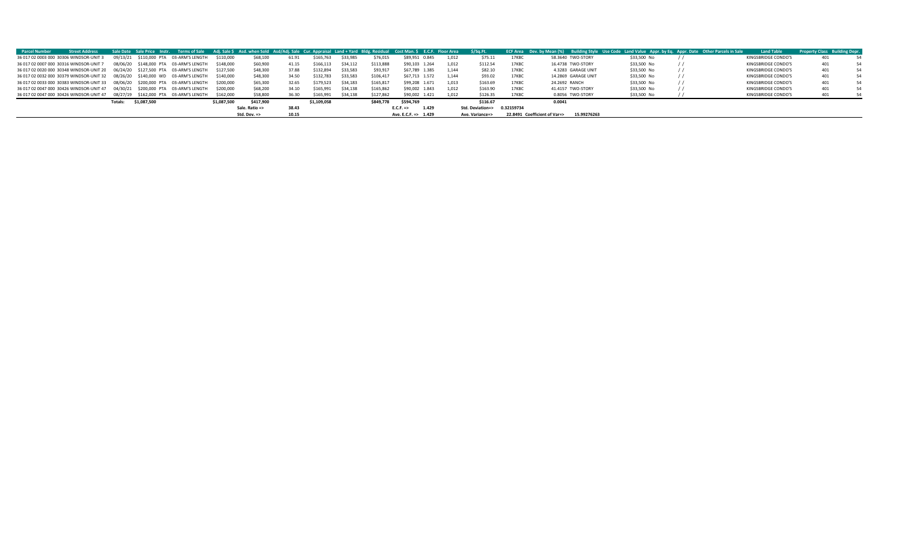| Parcel Number | Street Address | Sale Date | Sale Price | Instr. | Terms of Sale | Adj. Sale $ | Asd. when Sold | Asd/Adj. Sale | Cur. Appraisal | Land + Yard | Bldg. Residual | Cost Man. $ | E.C.F. | Floor Area | $/Sq.Ft. | ECF Area | Dev. by Mean (%) | Building Style | Use Code | Land Value | Appr. by Eq. | Appr. Date | Other Parcels in Sale | Land Table | Property Class | Building Depr. |
|---|---|---|---|---|---|---|---|---|---|---|---|---|---|---|---|---|---|---|---|---|---|---|---|---|---|---|
| 36 017 02 0003 000 | 30306 WINDSOR-UNIT 3 | 09/13/21 | $110,000 | PTA | 03-ARM'S LENGTH | $110,000 | $68,100 | 61.91 | $165,763 | $33,985 | $76,015 | $89,951 | 0.845 | 1,012 | $75.11 | 17KBC | 58.3640 | TWO-STORY | | $33,500 | No | / / | | KINGSBRIDGE CONDO'S | 401 | 54 |
| 36 017 02 0007 000 | 30316 WINDSOR-UNIT 7 | 08/06/20 | $148,000 | PTA | 03-ARM'S LENGTH | $148,000 | $60,900 | 41.15 | $166,113 | $34,112 | $113,888 | $90,103 | 1.264 | 1,012 | $112.54 | 17KBC | 16.4738 | TWO-STORY | | $33,500 | No | / / | | KINGSBRIDGE CONDO'S | 401 | 54 |
| 36 017 02 0020 000 | 30348 WINDSOR-UNIT 20 | 06/24/20 | $127,500 | PTA | 03-ARM'S LENGTH | $127,500 | $48,300 | 37.88 | $132,894 | $33,583 | $93,917 | $67,789 | 1.385 | 1,144 | $82.10 | 17KBC | 4.3283 | GARAGE UNIT | | $33,500 | No | / / | | KINGSBRIDGE CONDO'S | 401 | 54 |
| 36 017 02 0032 000 | 30379 WINDSOR-UNIT 32 | 08/26/20 | $140,000 | WD | 03-ARM'S LENGTH | $140,000 | $48,300 | 34.50 | $132,783 | $33,583 | $106,417 | $67,713 | 1.572 | 1,144 | $93.02 | 17KBC | 14.2869 | GARAGE UNIT | | $33,500 | No | / / | | KINGSBRIDGE CONDO'S | 401 | 54 |
| 36 017 02 0033 000 | 30383 WINDSOR-UNIT 33 | 08/06/20 | $200,000 | PTA | 03-ARM'S LENGTH | $200,000 | $65,300 | 32.65 | $179,523 | $34,183 | $165,817 | $99,208 | 1.671 | 1,013 | $163.69 | 17KBC | 24.2692 | RANCH | | $33,500 | No | / / | | KINGSBRIDGE CONDO'S | 401 | 54 |
| 36 017 02 0047 000 | 30426 WINDSOR-UNIT 47 | 04/30/21 | $200,000 | PTA | 03-ARM'S LENGTH | $200,000 | $68,200 | 34.10 | $165,991 | $34,138 | $165,862 | $90,002 | 1.843 | 1,012 | $163.90 | 17KBC | 41.4157 | TWO-STORY | | $33,500 | No | / / | | KINGSBRIDGE CONDO'S | 401 | 54 |
| 36 017 02 0047 000 | 30426 WINDSOR-UNIT 47 | 08/27/19 | $162,000 | PTA | 03-ARM'S LENGTH | $162,000 | $58,800 | 36.30 | $165,991 | $34,138 | $127,862 | $90,002 | 1.421 | 1,012 | $126.35 | 17KBC | 0.8056 | TWO-STORY | | $33,500 | No | / / | | KINGSBRIDGE CONDO'S | 401 | 54 |
| | | Totals: | $1,087,500 | | | $1,087,500 | $417,900 | | $1,109,058 | | $849,778 | $594,769 | | | $116.67 | | 0.0041 | | | | | | | | | |
| | | | | | | | Sale. Ratio => | 38.43 | | | | E.C.F. => | 1.429 | | Std. Deviation=> | 0.32159734 | | | | | | | | | | |
| | | | | | | | Std. Dev. => | 10.15 | | | | Ave. E.C.F. => | 1.429 | | Ave. Variance=> | 22.8491 | Coefficient of Var=> | 15.99276263 | | | | | | | | |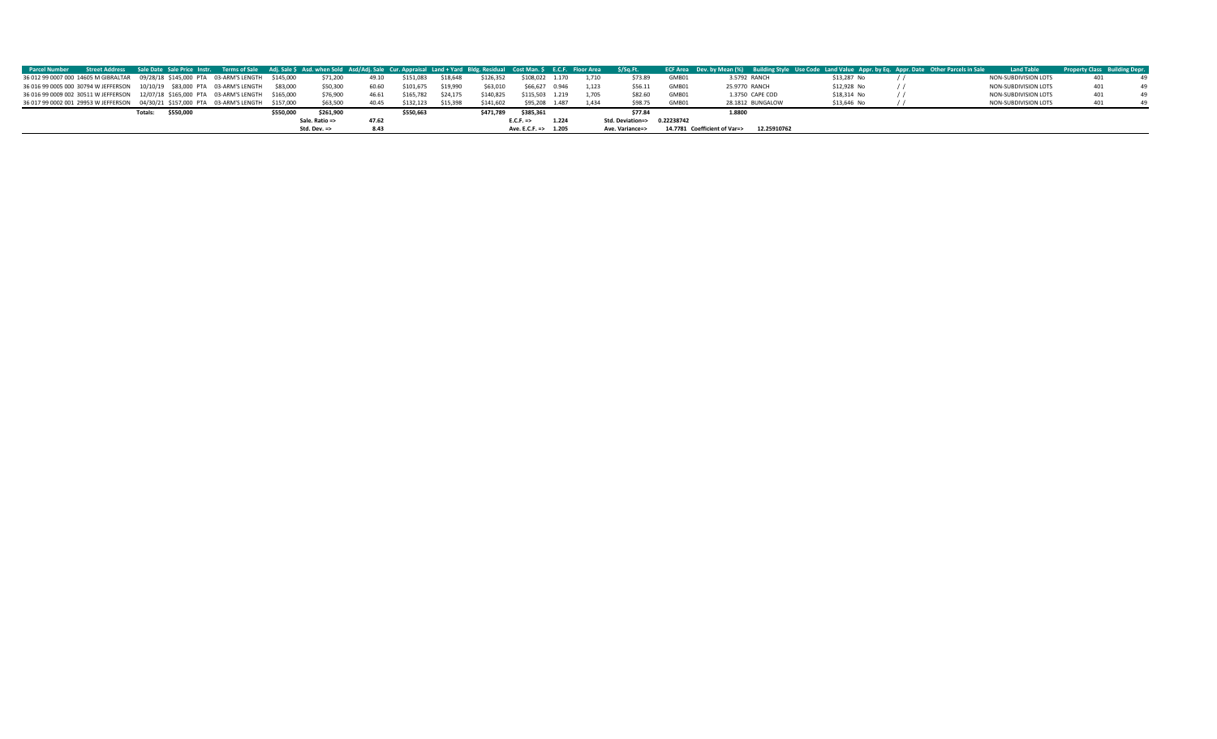| Parcel Number | Street Address | Sale Date | Sale Price | Instr. | Terms of Sale | Adj. Sale $ | Asd. when Sold | Asd/Adj. Sale | Cur. Appraisal | Land + Yard | Bldg. Residual | Cost Man. $ | E.C.F. | Floor Area | $/Sq.Ft. | ECF Area | Dev. by Mean (%) | Building Style | Use Code | Land Value | Appr. by Eq. | Appr. Date | Other Parcels in Sale | Land Table | Property Class | Building Depr. |
|---|---|---|---|---|---|---|---|---|---|---|---|---|---|---|---|---|---|---|---|---|---|---|---|---|---|---|
| 36 012 99 0007 000 | 14605 M GIBRALTAR | 09/28/18 | $145,000 | PTA | 03-ARM'S LENGTH | $145,000 | $71,200 | 49.10 | $151,083 | $18,648 | $126,352 | $108,022 | 1.170 | 1,710 | $73.89 | GMB01 | 3.5792 | RANCH | | $13,287 | No | / / | | NON-SUBDIVISION LOTS | 401 | 49 |
| 36 016 99 0005 000 | 30794 W JEFFERSON | 10/10/19 | $83,000 | PTA | 03-ARM'S LENGTH | $83,000 | $50,300 | 60.60 | $101,675 | $19,990 | $63,010 | $66,627 | 0.946 | 1,123 | $56.11 | GMB01 | 25.9770 | RANCH | | $12,928 | No | / / | | NON-SUBDIVISION LOTS | 401 | 49 |
| 36 016 99 0009 002 | 30511 W JEFFERSON | 12/07/18 | $165,000 | PTA | 03-ARM'S LENGTH | $165,000 | $76,900 | 46.61 | $165,782 | $24,175 | $140,825 | $115,503 | 1.219 | 1,705 | $82.60 | GMB01 | 1.3750 | CAPE COD | | $18,314 | No | / / | | NON-SUBDIVISION LOTS | 401 | 49 |
| 36 017 99 0002 001 | 29953 W JEFFERSON | 04/30/21 | $157,000 | PTA | 03-ARM'S LENGTH | $157,000 | $63,500 | 40.45 | $132,123 | $15,398 | $141,602 | $95,208 | 1.487 | 1,434 | $98.75 | GMB01 | 28.1812 | BUNGALOW | | $13,646 | No | / / | | NON-SUBDIVISION LOTS | 401 | 49 |
| | | Totals: | $550,000 | | | $550,000 | $261,900 | | $550,663 | | $471,789 | $385,361 | | | $77.84 | | 1.8800 | | | | | | | | | |
| | | | | | | | Sale. Ratio => | 47.62 | | | | E.C.F. => | 1.224 | | Std. Deviation=> | 0.22238742 | | | | | | | | | | |
| | | | | | | | Std. Dev. => | 8.43 | | | | Ave. E.C.F. => | 1.205 | | Ave. Variance=> | 14.7781 | Coefficient of Var=> | 12.25910762 | | | | | | | | |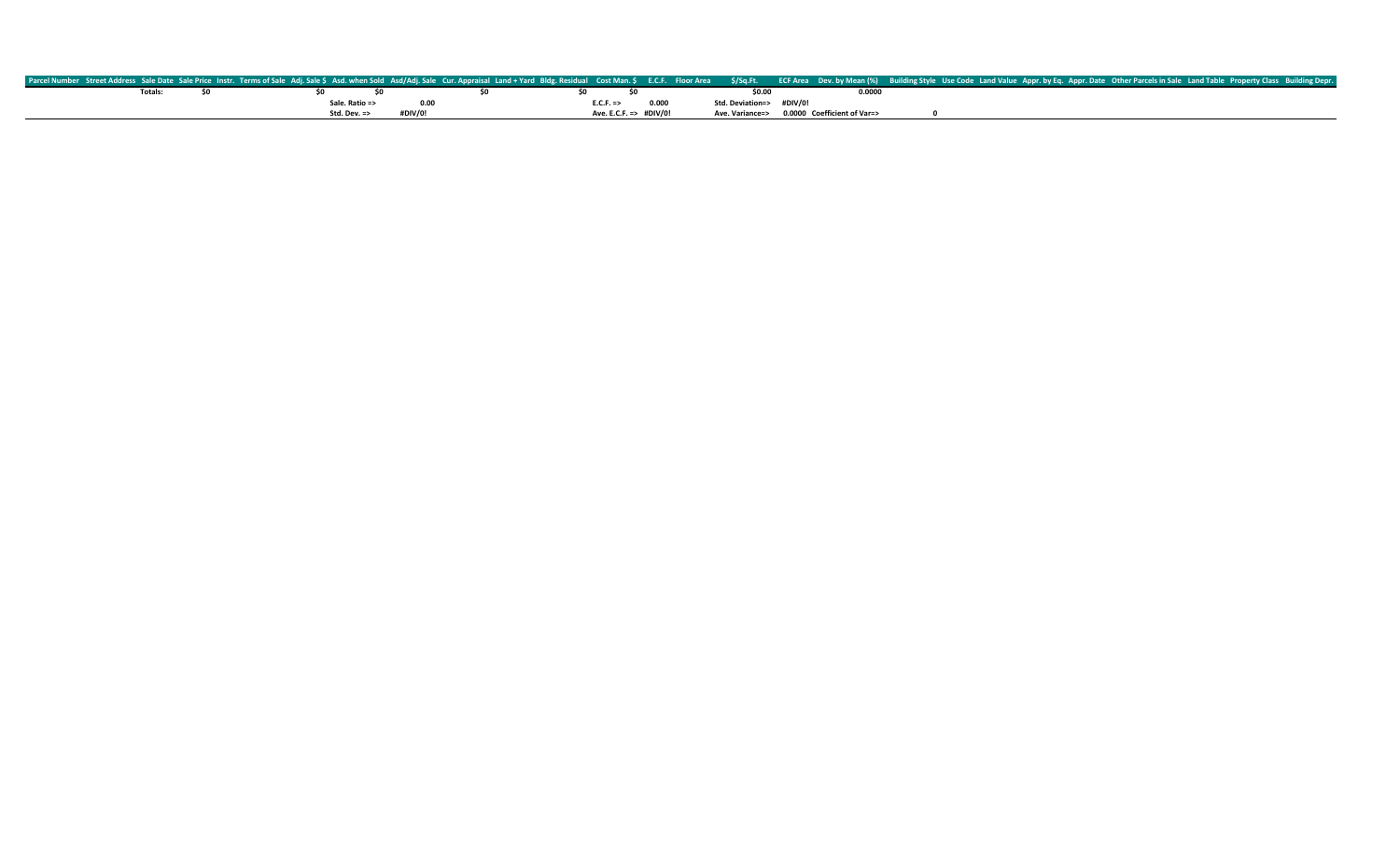| Parcel Number | Street Address | Sale Date | Sale Price | Instr. | Terms of Sale | Adj. Sale $ | Asd. when Sold | Asd/Adj. Sale | Cur. Appraisal | Land + Yard | Bldg. Residual | Cost Man. $ | E.C.F. | Floor Area | $/Sq.Ft. | ECF Area | Dev. by Mean (%) | Building Style | Use Code | Land Value | Appr. by Eq. | Appr. Date | Other Parcels in Sale | Land Table | Property Class | Building Depr. |
|---|---|---|---|---|---|---|---|---|---|---|---|---|---|---|---|---|---|---|---|---|---|---|---|---|---|---|
| | Totals: | | $0 | | | $0 | $0 | | $0 | | $0 | $0 | | | $0.00 | | 0.0000 | | | | | | | | | |
| | | | | | | | Sale. Ratio => | 0.00 | | | | E.C.F. => | 0.000 | | Std. Deviation=> | #DIV/0! | | | | | | | | | | |
| | | | | | | | Std. Dev. => | #DIV/0! | | | | Ave. E.C.F. => | #DIV/0! | | Ave. Variance=> | 0.0000 | Coefficient of Var=> | 0 | | | | | | | | |